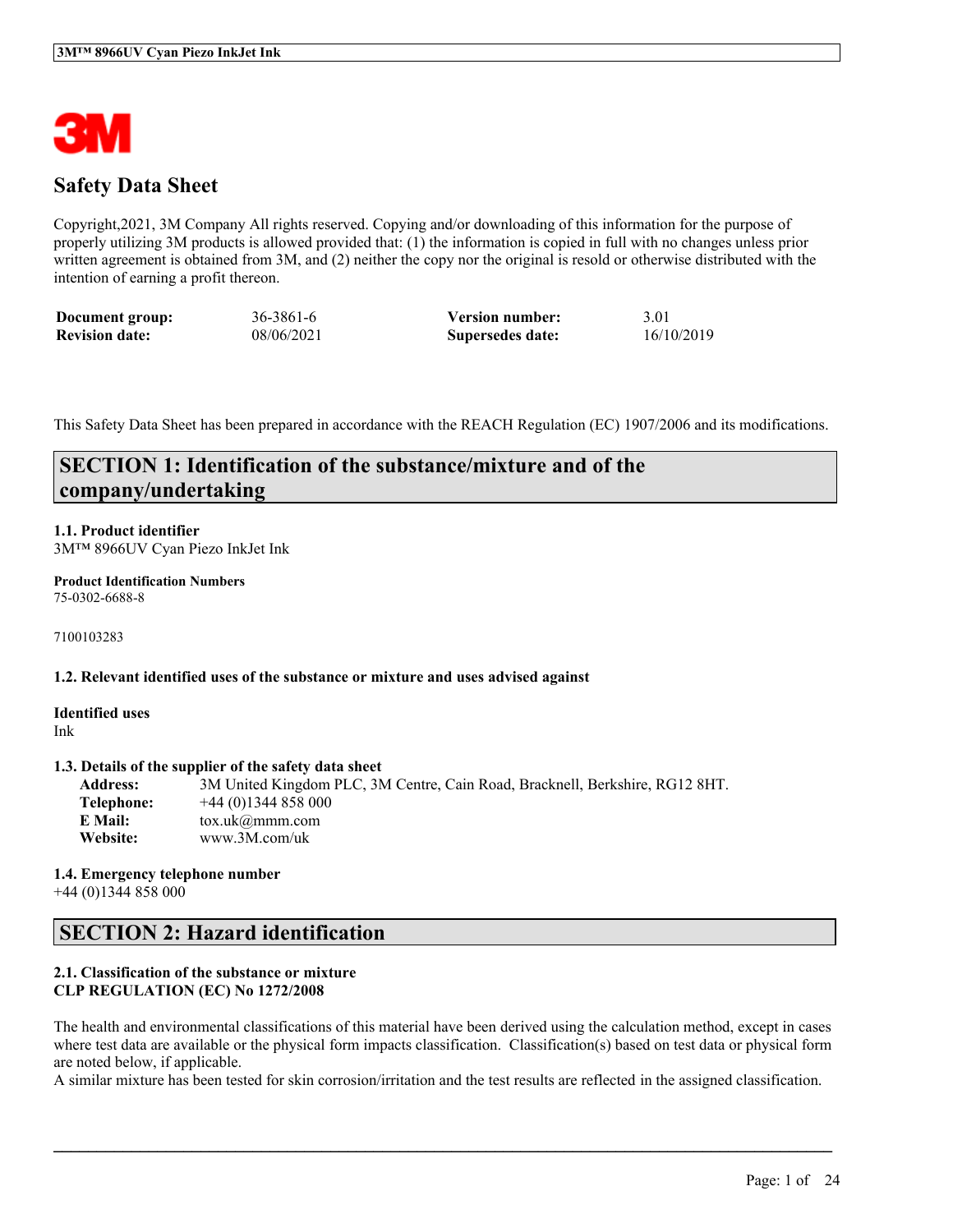# Safety Data Sheet

Copyright,2021, 3M Company All rights reserved. Copying and/or downloading of this information for the purpose of properly utilizing 3M products is allowed provided that: (1) the information is copied in full with no changes unless prior written agreement is obtained from 3M, and (2) neither the copy nor the original is resold or otherwise distributed with the intention of earning a profit thereon.

| | | | |
|---|---|---|---|
| **Document group:** | 36-3861-6 | **Version number:** | 3.01 |
| **Revision date:** | 08/06/2021 | **Supersedes date:** | 16/10/2019 |

This Safety Data Sheet has been prepared in accordance with the REACH Regulation (EC) 1907/2006 and its modifications.

## SECTION 1: Identification of the substance/mixture and of the company/undertaking

### 1.1. Product identifier

3M™ 8966UV Cyan Piezo InkJet Ink

**Product Identification Numbers**
75-0302-6688-8

7100103283

### 1.2. Relevant identified uses of the substance or mixture and uses advised against

**Identified uses**
Ink

### 1.3. Details of the supplier of the safety data sheet

**Address:** 3M United Kingdom PLC, 3M Centre, Cain Road, Bracknell, Berkshire, RG12 8HT.
**Telephone:** +44 (0)1344 858 000
**E Mail:** tox.uk@mmm.com
**Website:** www.3M.com/uk

### 1.4. Emergency telephone number

+44 (0)1344 858 000

## SECTION 2: Hazard identification

### 2.1. Classification of the substance or mixture
**CLP REGULATION (EC) No 1272/2008**

The health and environmental classifications of this material have been derived using the calculation method, except in cases where test data are available or the physical form impacts classification. Classification(s) based on test data or physical form are noted below, if applicable.
A similar mixture has been tested for skin corrosion/irritation and the test results are reflected in the assigned classification.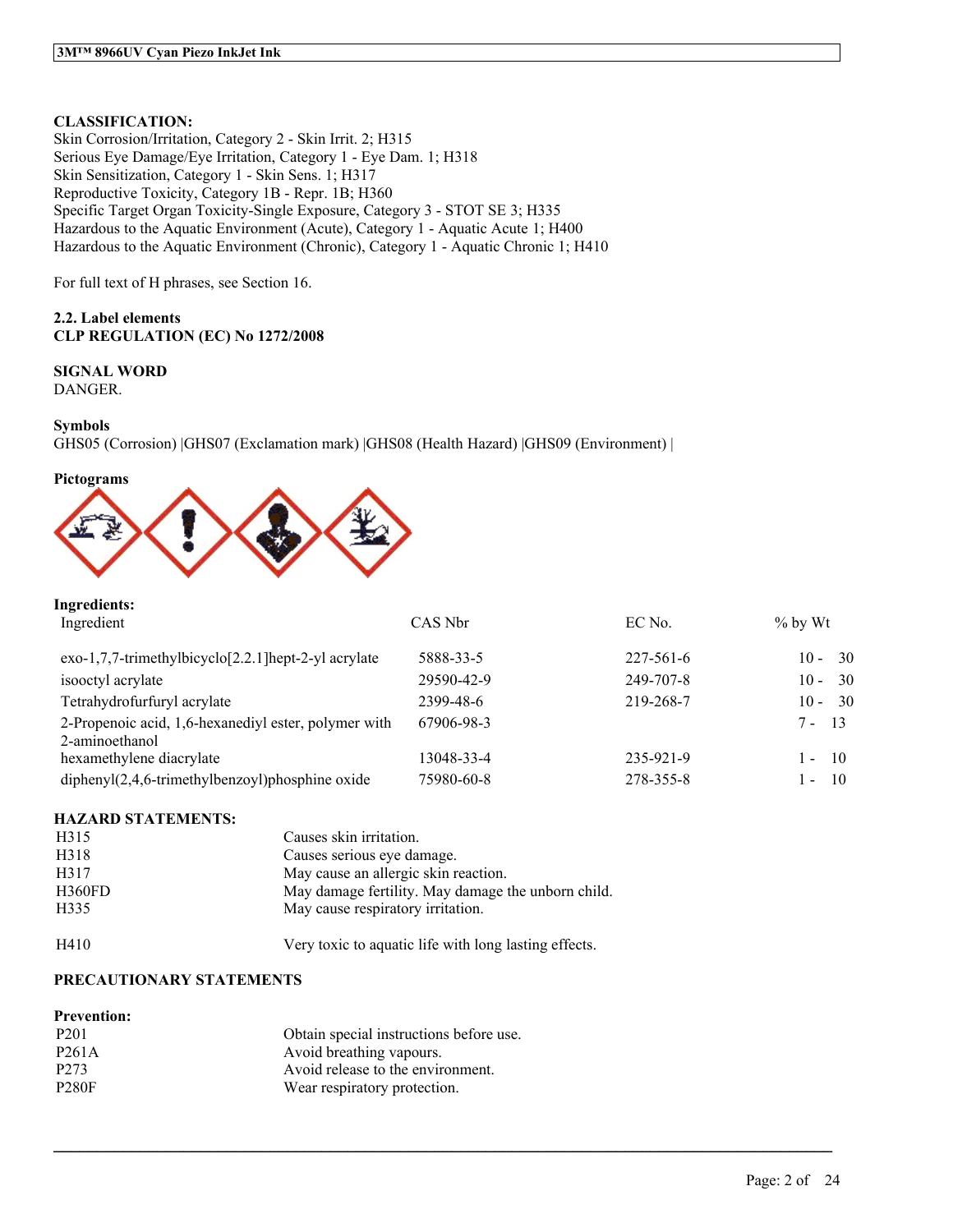**CLASSIFICATION:**
Skin Corrosion/Irritation, Category 2 - Skin Irrit. 2; H315
Serious Eye Damage/Eye Irritation, Category 1 - Eye Dam. 1; H318
Skin Sensitization, Category 1 - Skin Sens. 1; H317
Reproductive Toxicity, Category 1B - Repr. 1B; H360
Specific Target Organ Toxicity-Single Exposure, Category 3 - STOT SE 3; H335
Hazardous to the Aquatic Environment (Acute), Category 1 - Aquatic Acute 1; H400
Hazardous to the Aquatic Environment (Chronic), Category 1 - Aquatic Chronic 1; H410

For full text of H phrases, see Section 16.

**2.2. Label elements**
**CLP REGULATION (EC) No 1272/2008**

**SIGNAL WORD**
DANGER.

**Symbols**
GHS05 (Corrosion) |GHS07 (Exclamation mark) |GHS08 (Health Hazard) |GHS09 (Environment) |

**Pictograms**

**Ingredients:**

| Ingredient | CAS Nbr | EC No. | % by Wt |
|---|---|---|---|
| exo-1,7,7-trimethylbicyclo[2.2.1]hept-2-yl acrylate | 5888-33-5 | 227-561-6 | 10 - 30 |
| isooctyl acrylate | 29590-42-9 | 249-707-8 | 10 - 30 |
| Tetrahydrofurfuryl acrylate | 2399-48-6 | 219-268-7 | 10 - 30 |
| 2-Propenoic acid, 1,6-hexanediyl ester, polymer with 2-aminoethanol | 67906-98-3 | | 7 - 13 |
| hexamethylene diacrylate | 13048-33-4 | 235-921-9 | 1 - 10 |
| diphenyl(2,4,6-trimethylbenzoyl)phosphine oxide | 75980-60-8 | 278-355-8 | 1 - 10 |

**HAZARD STATEMENTS:**

| | |
|---|---|
| H315 | Causes skin irritation. |
| H318 | Causes serious eye damage. |
| H317 | May cause an allergic skin reaction. |
| H360FD | May damage fertility. May damage the unborn child. |
| H335 | May cause respiratory irritation. |
| H410 | Very toxic to aquatic life with long lasting effects. |

**PRECAUTIONARY STATEMENTS**

**Prevention:**

| | |
|---|---|
| P201 | Obtain special instructions before use. |
| P261A | Avoid breathing vapours. |
| P273 | Avoid release to the environment. |
| P280F | Wear respiratory protection. |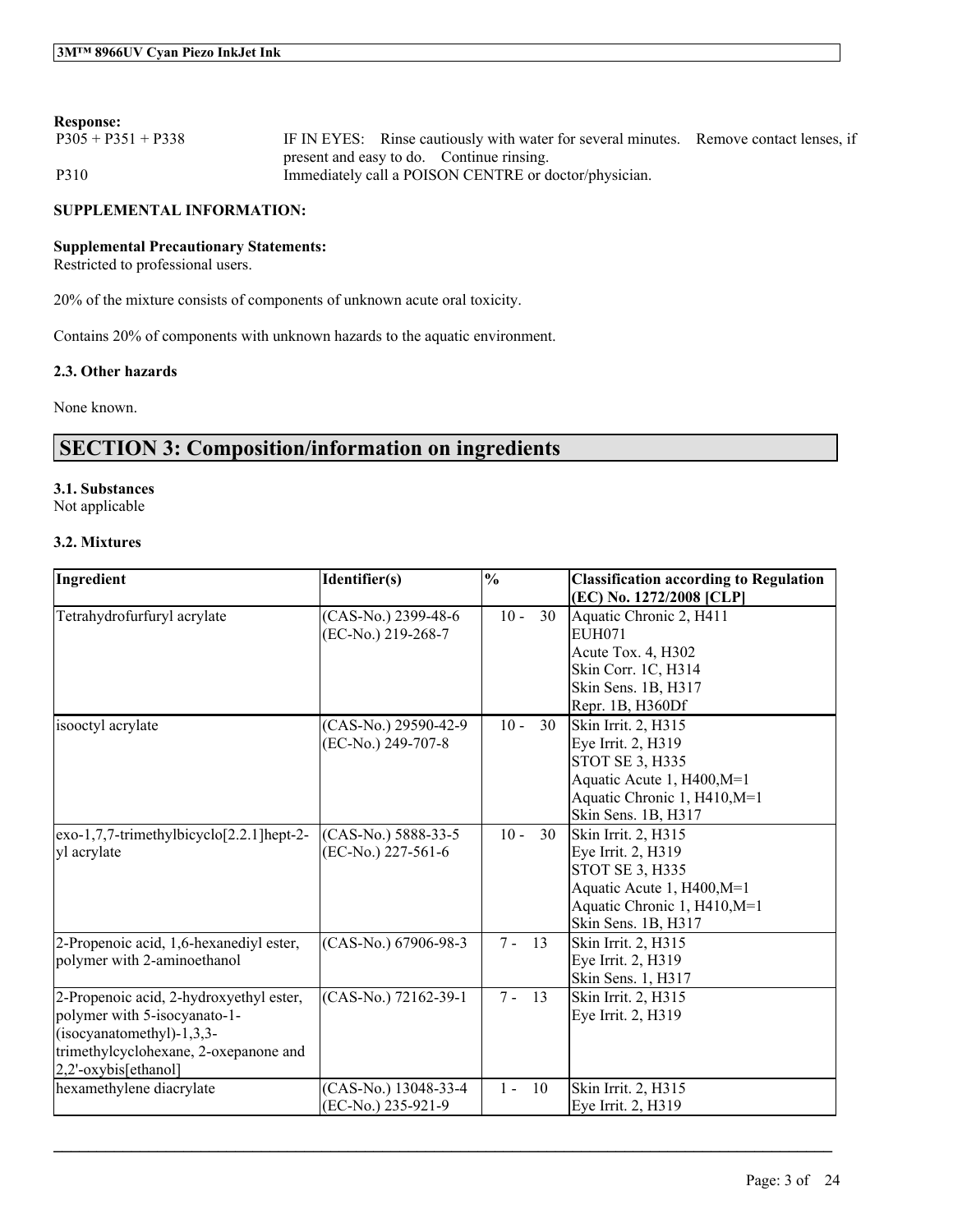**Response:**

| | |
|---|---|
| P305 + P351 + P338 | IF IN EYES: Rinse cautiously with water for several minutes. Remove contact lenses, if present and easy to do. Continue rinsing. |
| P310 | Immediately call a POISON CENTRE or doctor/physician. |

**SUPPLEMENTAL INFORMATION:**

**Supplemental Precautionary Statements:**
Restricted to professional users.

20% of the mixture consists of components of unknown acute oral toxicity.

Contains 20% of components with unknown hazards to the aquatic environment.

### 2.3. Other hazards

None known.

## SECTION 3: Composition/information on ingredients

### 3.1. Substances
Not applicable

### 3.2. Mixtures

| Ingredient | Identifier(s) | % | Classification according to Regulation (EC) No. 1272/2008 [CLP] |
|---|---|---|---|
| Tetrahydrofurfuryl acrylate | (CAS-No.) 2399-48-6<br>(EC-No.) 219-268-7 | 10 - 30 | Aquatic Chronic 2, H411<br>EUH071<br>Acute Tox. 4, H302<br>Skin Corr. 1C, H314<br>Skin Sens. 1B, H317<br>Repr. 1B, H360Df |
| isooctyl acrylate | (CAS-No.) 29590-42-9<br>(EC-No.) 249-707-8 | 10 - 30 | Skin Irrit. 2, H315<br>Eye Irrit. 2, H319<br>STOT SE 3, H335<br>Aquatic Acute 1, H400,M=1<br>Aquatic Chronic 1, H410,M=1<br>Skin Sens. 1B, H317 |
| exo-1,7,7-trimethylbicyclo[2.2.1]hept-2-yl acrylate | (CAS-No.) 5888-33-5<br>(EC-No.) 227-561-6 | 10 - 30 | Skin Irrit. 2, H315<br>Eye Irrit. 2, H319<br>STOT SE 3, H335<br>Aquatic Acute 1, H400,M=1<br>Aquatic Chronic 1, H410,M=1<br>Skin Sens. 1B, H317 |
| 2-Propenoic acid, 1,6-hexanediyl ester, polymer with 2-aminoethanol | (CAS-No.) 67906-98-3 | 7 - 13 | Skin Irrit. 2, H315<br>Eye Irrit. 2, H319<br>Skin Sens. 1, H317 |
| 2-Propenoic acid, 2-hydroxyethyl ester, polymer with 5-isocyanato-1-(isocyanatomethyl)-1,3,3-trimethylcyclohexane, 2-oxepanone and 2,2'-oxybis[ethanol] | (CAS-No.) 72162-39-1 | 7 - 13 | Skin Irrit. 2, H315<br>Eye Irrit. 2, H319 |
| hexamethylene diacrylate | (CAS-No.) 13048-33-4<br>(EC-No.) 235-921-9 | 1 - 10 | Skin Irrit. 2, H315<br>Eye Irrit. 2, H319 |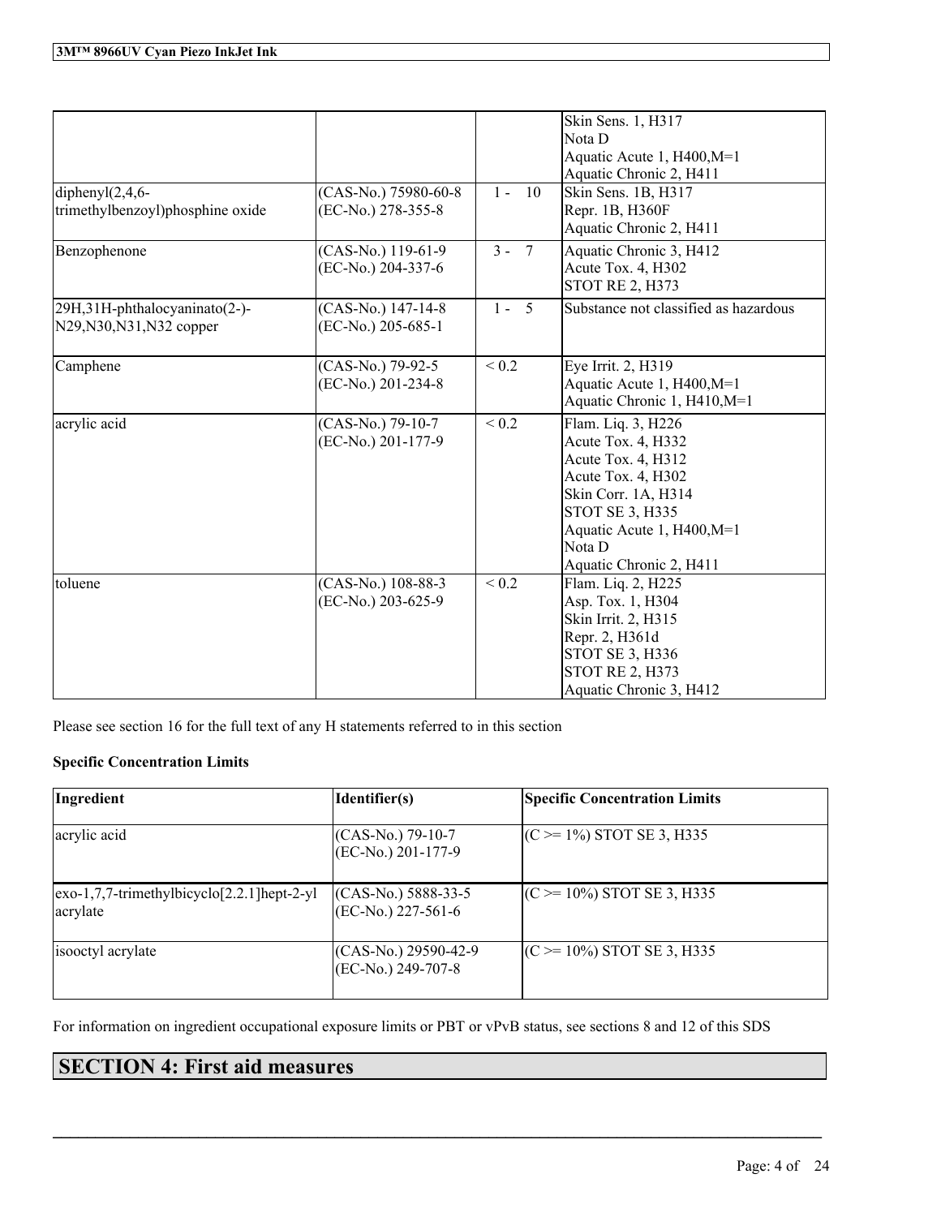| | | | |
|---|---|---|---|
| | | | Skin Sens. 1, H317<br>Nota D<br>Aquatic Acute 1, H400,M=1<br>Aquatic Chronic 2, H411 |
| diphenyl(2,4,6-trimethylbenzoyl)phosphine oxide | (CAS-No.) 75980-60-8<br>(EC-No.) 278-355-8 | 1 - 10 | Skin Sens. 1B, H317<br>Repr. 1B, H360F<br>Aquatic Chronic 2, H411 |
| Benzophenone | (CAS-No.) 119-61-9<br>(EC-No.) 204-337-6 | 3 - 7 | Aquatic Chronic 3, H412<br>Acute Tox. 4, H302<br>STOT RE 2, H373 |
| 29H,31H-phthalocyaninato(2-)-N29,N30,N31,N32 copper | (CAS-No.) 147-14-8<br>(EC-No.) 205-685-1 | 1 - 5 | Substance not classified as hazardous |
| Camphene | (CAS-No.) 79-92-5<br>(EC-No.) 201-234-8 | < 0.2 | Eye Irrit. 2, H319<br>Aquatic Acute 1, H400,M=1<br>Aquatic Chronic 1, H410,M=1 |
| acrylic acid | (CAS-No.) 79-10-7<br>(EC-No.) 201-177-9 | < 0.2 | Flam. Liq. 3, H226<br>Acute Tox. 4, H332<br>Acute Tox. 4, H312<br>Acute Tox. 4, H302<br>Skin Corr. 1A, H314<br>STOT SE 3, H335<br>Aquatic Acute 1, H400,M=1<br>Nota D<br>Aquatic Chronic 2, H411 |
| toluene | (CAS-No.) 108-88-3<br>(EC-No.) 203-625-9 | < 0.2 | Flam. Liq. 2, H225<br>Asp. Tox. 1, H304<br>Skin Irrit. 2, H315<br>Repr. 2, H361d<br>STOT SE 3, H336<br>STOT RE 2, H373<br>Aquatic Chronic 3, H412 |

Please see section 16 for the full text of any H statements referred to in this section

**Specific Concentration Limits**

| Ingredient | Identifier(s) | Specific Concentration Limits |
|---|---|---|
| acrylic acid | (CAS-No.) 79-10-7<br>(EC-No.) 201-177-9 | (C >= 1%) STOT SE 3, H335 |
| exo-1,7,7-trimethylbicyclo[2.2.1]hept-2-yl acrylate | (CAS-No.) 5888-33-5<br>(EC-No.) 227-561-6 | (C >= 10%) STOT SE 3, H335 |
| isooctyl acrylate | (CAS-No.) 29590-42-9<br>(EC-No.) 249-707-8 | (C >= 10%) STOT SE 3, H335 |

For information on ingredient occupational exposure limits or PBT or vPvB status, see sections 8 and 12 of this SDS

# SECTION 4: First aid measures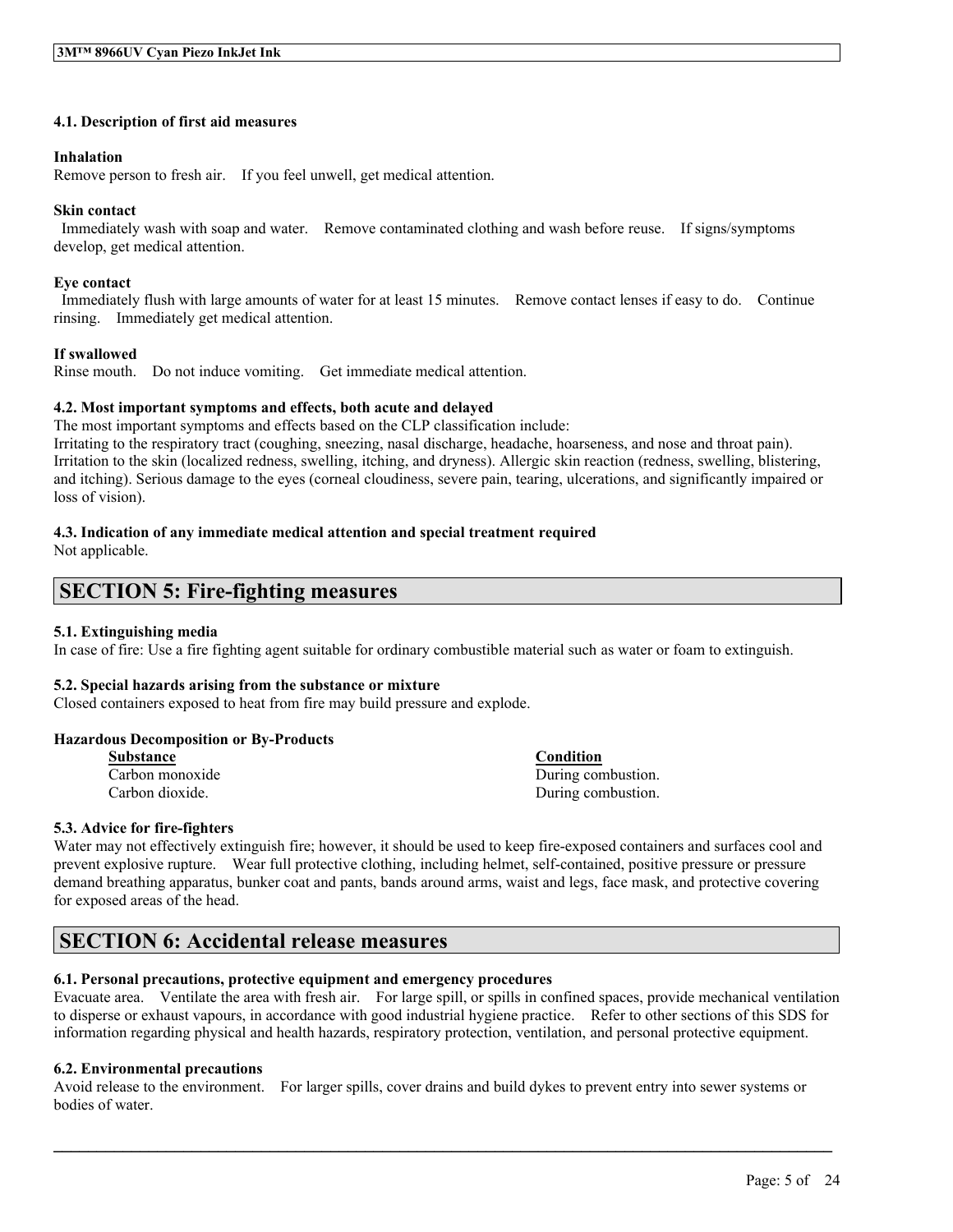#### 4.1. Description of first aid measures

**Inhalation**

Remove person to fresh air. If you feel unwell, get medical attention.

**Skin contact**

Immediately wash with soap and water. Remove contaminated clothing and wash before reuse. If signs/symptoms develop, get medical attention.

**Eye contact**

Immediately flush with large amounts of water for at least 15 minutes. Remove contact lenses if easy to do. Continue rinsing. Immediately get medical attention.

**If swallowed**

Rinse mouth. Do not induce vomiting. Get immediate medical attention.

#### 4.2. Most important symptoms and effects, both acute and delayed

The most important symptoms and effects based on the CLP classification include:
Irritating to the respiratory tract (coughing, sneezing, nasal discharge, headache, hoarseness, and nose and throat pain). Irritation to the skin (localized redness, swelling, itching, and dryness). Allergic skin reaction (redness, swelling, blistering, and itching). Serious damage to the eyes (corneal cloudiness, severe pain, tearing, ulcerations, and significantly impaired or loss of vision).

#### 4.3. Indication of any immediate medical attention and special treatment required

Not applicable.

## SECTION 5: Fire-fighting measures

#### 5.1. Extinguishing media

In case of fire: Use a fire fighting agent suitable for ordinary combustible material such as water or foam to extinguish.

#### 5.2. Special hazards arising from the substance or mixture

Closed containers exposed to heat from fire may build pressure and explode.

**Hazardous Decomposition or By-Products**

| Substance | Condition |
|---|---|
| Carbon monoxide | During combustion. |
| Carbon dioxide. | During combustion. |

#### 5.3. Advice for fire-fighters

Water may not effectively extinguish fire; however, it should be used to keep fire-exposed containers and surfaces cool and prevent explosive rupture. Wear full protective clothing, including helmet, self-contained, positive pressure or pressure demand breathing apparatus, bunker coat and pants, bands around arms, waist and legs, face mask, and protective covering for exposed areas of the head.

## SECTION 6: Accidental release measures

#### 6.1. Personal precautions, protective equipment and emergency procedures

Evacuate area. Ventilate the area with fresh air. For large spill, or spills in confined spaces, provide mechanical ventilation to disperse or exhaust vapours, in accordance with good industrial hygiene practice. Refer to other sections of this SDS for information regarding physical and health hazards, respiratory protection, ventilation, and personal protective equipment.

#### 6.2. Environmental precautions

Avoid release to the environment. For larger spills, cover drains and build dykes to prevent entry into sewer systems or bodies of water.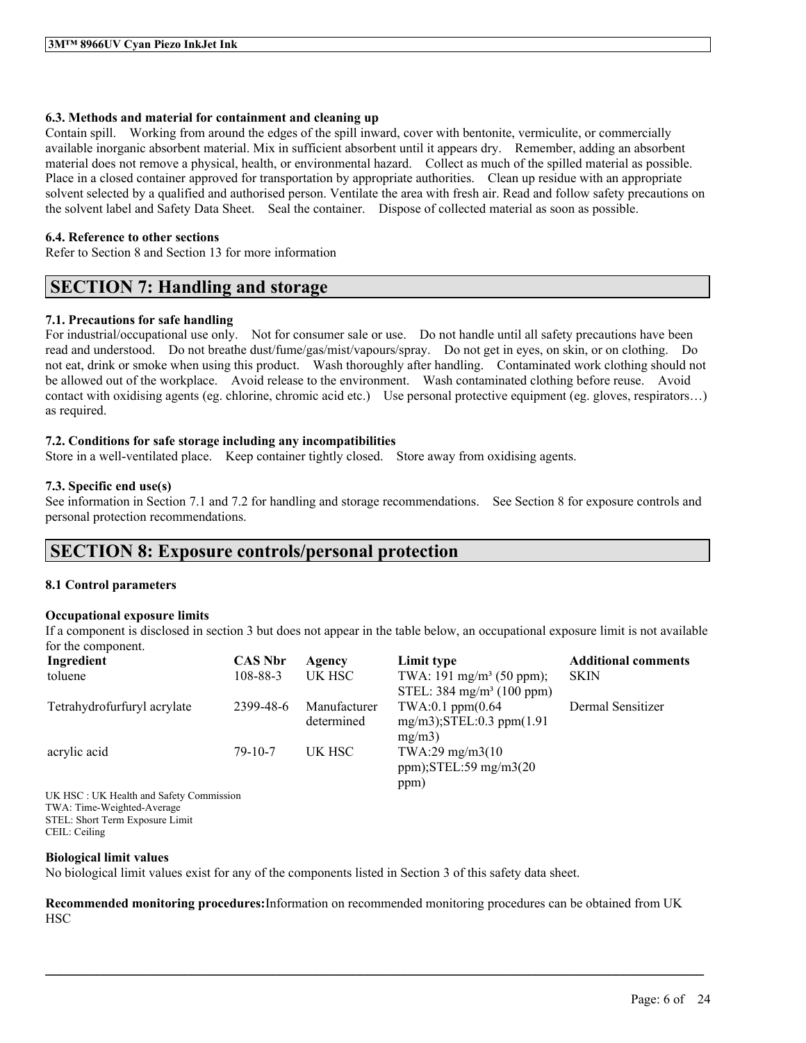#### 6.3. Methods and material for containment and cleaning up

Contain spill. Working from around the edges of the spill inward, cover with bentonite, vermiculite, or commercially available inorganic absorbent material. Mix in sufficient absorbent until it appears dry. Remember, adding an absorbent material does not remove a physical, health, or environmental hazard. Collect as much of the spilled material as possible. Place in a closed container approved for transportation by appropriate authorities. Clean up residue with an appropriate solvent selected by a qualified and authorised person. Ventilate the area with fresh air. Read and follow safety precautions on the solvent label and Safety Data Sheet. Seal the container. Dispose of collected material as soon as possible.

#### 6.4. Reference to other sections

Refer to Section 8 and Section 13 for more information

## SECTION 7: Handling and storage

#### 7.1. Precautions for safe handling

For industrial/occupational use only. Not for consumer sale or use. Do not handle until all safety precautions have been read and understood. Do not breathe dust/fume/gas/mist/vapours/spray. Do not get in eyes, on skin, or on clothing. Do not eat, drink or smoke when using this product. Wash thoroughly after handling. Contaminated work clothing should not be allowed out of the workplace. Avoid release to the environment. Wash contaminated clothing before reuse. Avoid contact with oxidising agents (eg. chlorine, chromic acid etc.) Use personal protective equipment (eg. gloves, respirators…) as required.

#### 7.2. Conditions for safe storage including any incompatibilities

Store in a well-ventilated place. Keep container tightly closed. Store away from oxidising agents.

#### 7.3. Specific end use(s)

See information in Section 7.1 and 7.2 for handling and storage recommendations. See Section 8 for exposure controls and personal protection recommendations.

## SECTION 8: Exposure controls/personal protection

#### 8.1 Control parameters

**Occupational exposure limits**

If a component is disclosed in section 3 but does not appear in the table below, an occupational exposure limit is not available for the component.

| Ingredient | CAS Nbr | Agency | Limit type | Additional comments |
|---|---|---|---|---|
| toluene | 108-88-3 | UK HSC | TWA: 191 mg/m³ (50 ppm); STEL: 384 mg/m³ (100 ppm) | SKIN |
| Tetrahydrofurfuryl acrylate | 2399-48-6 | Manufacturer determined | TWA:0.1 ppm(0.64 mg/m3);STEL:0.3 ppm(1.91 mg/m3) | Dermal Sensitizer |
| acrylic acid | 79-10-7 | UK HSC | TWA:29 mg/m3(10 ppm);STEL:59 mg/m3(20 ppm) | |

UK HSC : UK Health and Safety Commission
TWA: Time-Weighted-Average
STEL: Short Term Exposure Limit
CEIL: Ceiling

**Biological limit values**

No biological limit values exist for any of the components listed in Section 3 of this safety data sheet.

**Recommended monitoring procedures:**Information on recommended monitoring procedures can be obtained from UK HSC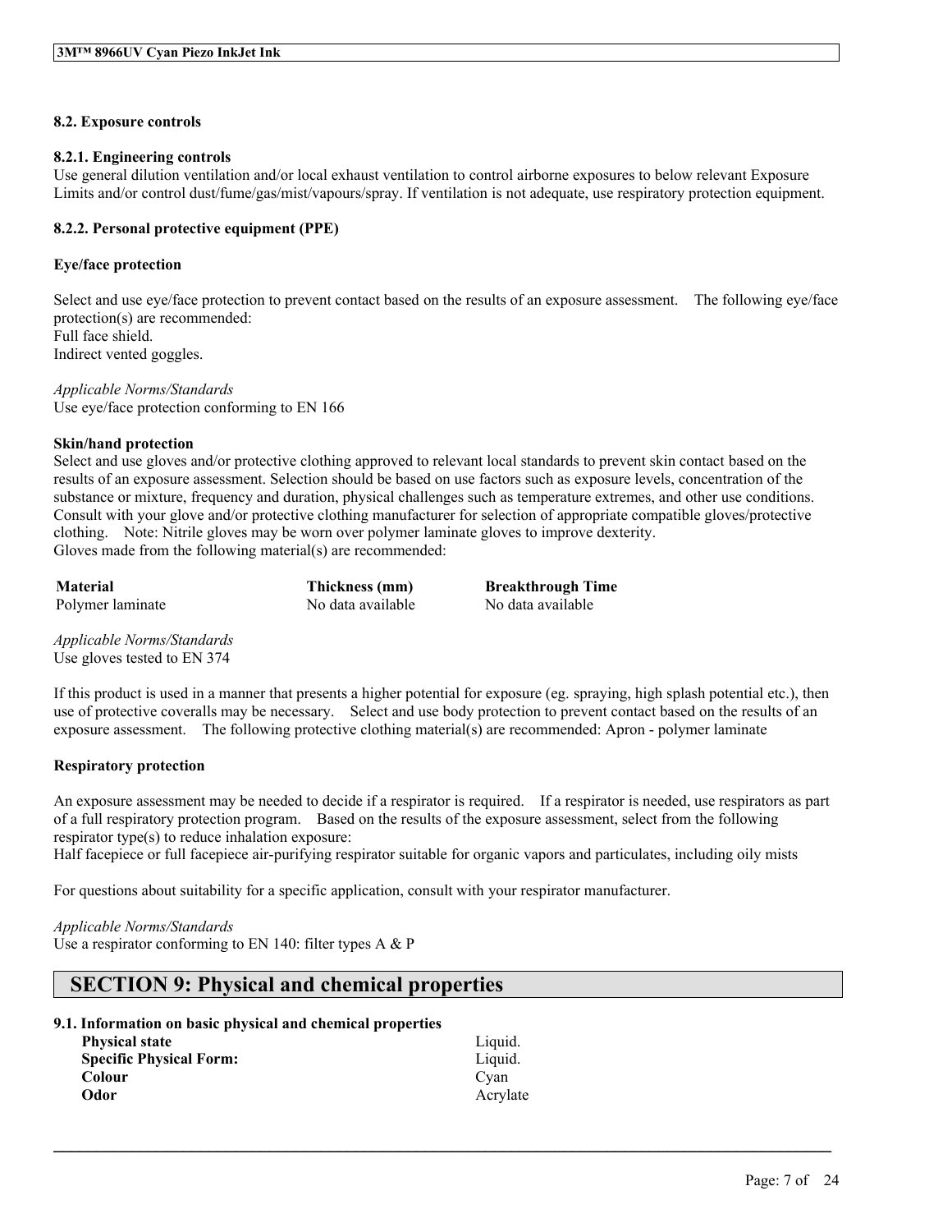### 8.2. Exposure controls

#### 8.2.1. Engineering controls

Use general dilution ventilation and/or local exhaust ventilation to control airborne exposures to below relevant Exposure Limits and/or control dust/fume/gas/mist/vapours/spray. If ventilation is not adequate, use respiratory protection equipment.

#### 8.2.2. Personal protective equipment (PPE)

**Eye/face protection**

Select and use eye/face protection to prevent contact based on the results of an exposure assessment. The following eye/face protection(s) are recommended:
Full face shield.
Indirect vented goggles.

*Applicable Norms/Standards*
Use eye/face protection conforming to EN 166

**Skin/hand protection**

Select and use gloves and/or protective clothing approved to relevant local standards to prevent skin contact based on the results of an exposure assessment. Selection should be based on use factors such as exposure levels, concentration of the substance or mixture, frequency and duration, physical challenges such as temperature extremes, and other use conditions. Consult with your glove and/or protective clothing manufacturer for selection of appropriate compatible gloves/protective clothing. Note: Nitrile gloves may be worn over polymer laminate gloves to improve dexterity.
Gloves made from the following material(s) are recommended:

| Material | Thickness (mm) | Breakthrough Time |
| --- | --- | --- |
| Polymer laminate | No data available | No data available |

*Applicable Norms/Standards*
Use gloves tested to EN 374

If this product is used in a manner that presents a higher potential for exposure (eg. spraying, high splash potential etc.), then use of protective coveralls may be necessary. Select and use body protection to prevent contact based on the results of an exposure assessment. The following protective clothing material(s) are recommended: Apron - polymer laminate

**Respiratory protection**

An exposure assessment may be needed to decide if a respirator is required. If a respirator is needed, use respirators as part of a full respiratory protection program. Based on the results of the exposure assessment, select from the following respirator type(s) to reduce inhalation exposure:
Half facepiece or full facepiece air-purifying respirator suitable for organic vapors and particulates, including oily mists

For questions about suitability for a specific application, consult with your respirator manufacturer.

*Applicable Norms/Standards*
Use a respirator conforming to EN 140: filter types A & P

## SECTION 9: Physical and chemical properties

### 9.1. Information on basic physical and chemical properties

| | |
| --- | --- |
| **Physical state** | Liquid. |
| **Specific Physical Form:** | Liquid. |
| **Colour** | Cyan |
| **Odor** | Acrylate |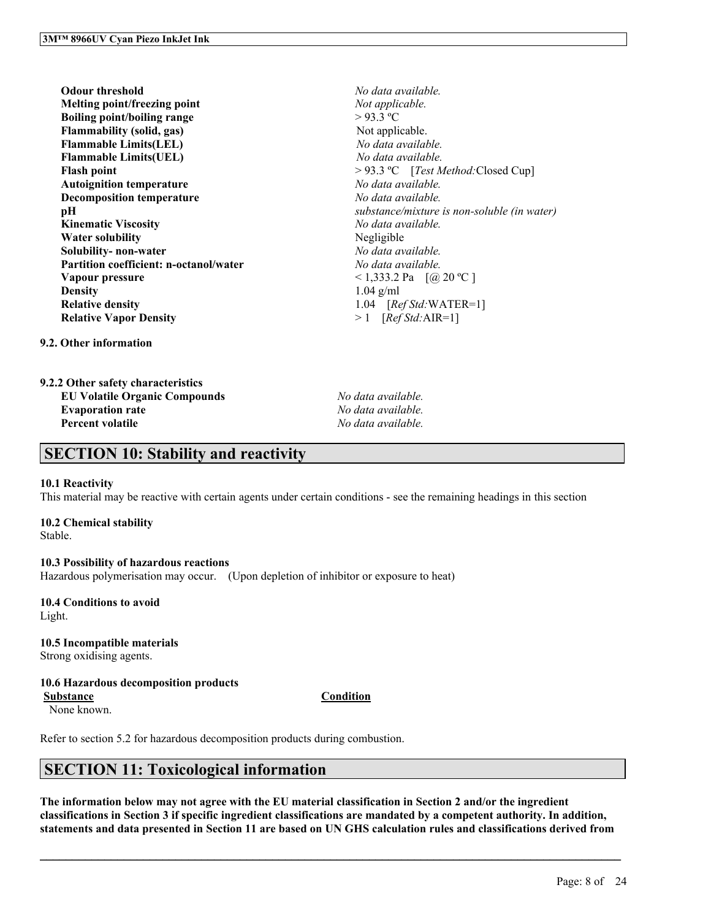| | |
|---|---|
| **Odour threshold** | *No data available.* |
| **Melting point/freezing point** | *Not applicable.* |
| **Boiling point/boiling range** | > 93.3 ºC |
| **Flammability (solid, gas)** | Not applicable. |
| **Flammable Limits(LEL)** | *No data available.* |
| **Flammable Limits(UEL)** | *No data available.* |
| **Flash point** | > 93.3 ºC [*Test Method:*Closed Cup] |
| **Autoignition temperature** | *No data available.* |
| **Decomposition temperature** | *No data available.* |
| **pH** | *substance/mixture is non-soluble (in water)* |
| **Kinematic Viscosity** | *No data available.* |
| **Water solubility** | Negligible |
| **Solubility- non-water** | *No data available.* |
| **Partition coefficient: n-octanol/water** | *No data available.* |
| **Vapour pressure** | < 1,333.2 Pa [@ 20 ºC ] |
| **Density** | 1.04 g/ml |
| **Relative density** | 1.04 [*Ref Std:*WATER=1] |
| **Relative Vapor Density** | > 1 [*Ref Std:*AIR=1] |

**9.2. Other information**

**9.2.2 Other safety characteristics**

| | |
|---|---|
| **EU Volatile Organic Compounds** | *No data available.* |
| **Evaporation rate** | *No data available.* |
| **Percent volatile** | *No data available.* |

## SECTION 10: Stability and reactivity

**10.1 Reactivity**

This material may be reactive with certain agents under certain conditions - see the remaining headings in this section

**10.2 Chemical stability**

Stable.

**10.3 Possibility of hazardous reactions**

Hazardous polymerisation may occur. (Upon depletion of inhibitor or exposure to heat)

**10.4 Conditions to avoid**

Light.

**10.5 Incompatible materials**

Strong oxidising agents.

**10.6 Hazardous decomposition products**

| Substance | Condition |
|---|---|
| None known. | |

Refer to section 5.2 for hazardous decomposition products during combustion.

## SECTION 11: Toxicological information

**The information below may not agree with the EU material classification in Section 2 and/or the ingredient classifications in Section 3 if specific ingredient classifications are mandated by a competent authority. In addition, statements and data presented in Section 11 are based on UN GHS calculation rules and classifications derived from**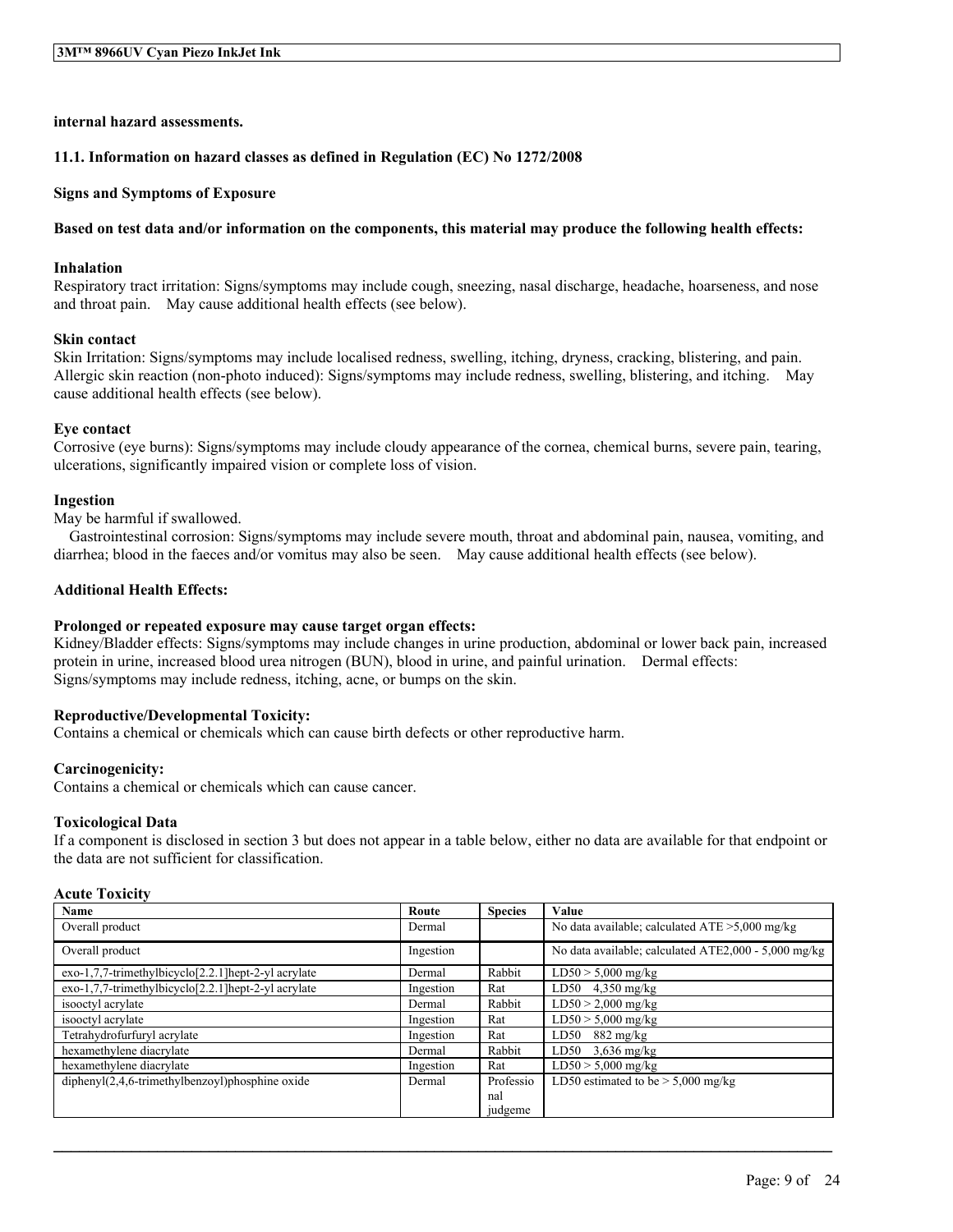**internal hazard assessments.**

### 11.1. Information on hazard classes as defined in Regulation (EC) No 1272/2008

**Signs and Symptoms of Exposure**

**Based on test data and/or information on the components, this material may produce the following health effects:**

**Inhalation**

Respiratory tract irritation: Signs/symptoms may include cough, sneezing, nasal discharge, headache, hoarseness, and nose and throat pain. May cause additional health effects (see below).

**Skin contact**

Skin Irritation: Signs/symptoms may include localised redness, swelling, itching, dryness, cracking, blistering, and pain. Allergic skin reaction (non-photo induced): Signs/symptoms may include redness, swelling, blistering, and itching. May cause additional health effects (see below).

**Eye contact**

Corrosive (eye burns): Signs/symptoms may include cloudy appearance of the cornea, chemical burns, severe pain, tearing, ulcerations, significantly impaired vision or complete loss of vision.

**Ingestion**

May be harmful if swallowed.

Gastrointestinal corrosion: Signs/symptoms may include severe mouth, throat and abdominal pain, nausea, vomiting, and diarrhea; blood in the faeces and/or vomitus may also be seen. May cause additional health effects (see below).

**Additional Health Effects:**

**Prolonged or repeated exposure may cause target organ effects:**

Kidney/Bladder effects: Signs/symptoms may include changes in urine production, abdominal or lower back pain, increased protein in urine, increased blood urea nitrogen (BUN), blood in urine, and painful urination. Dermal effects: Signs/symptoms may include redness, itching, acne, or bumps on the skin.

**Reproductive/Developmental Toxicity:**

Contains a chemical or chemicals which can cause birth defects or other reproductive harm.

**Carcinogenicity:**

Contains a chemical or chemicals which can cause cancer.

**Toxicological Data**

If a component is disclosed in section 3 but does not appear in a table below, either no data are available for that endpoint or the data are not sufficient for classification.

**Acute Toxicity**

| Name | Route | Species | Value |
|---|---|---|---|
| Overall product | Dermal | | No data available; calculated ATE >5,000 mg/kg |
| Overall product | Ingestion | | No data available; calculated ATE2,000 - 5,000 mg/kg |
| exo-1,7,7-trimethylbicyclo[2.2.1]hept-2-yl acrylate | Dermal | Rabbit | LD50 > 5,000 mg/kg |
| exo-1,7,7-trimethylbicyclo[2.2.1]hept-2-yl acrylate | Ingestion | Rat | LD50 4,350 mg/kg |
| isooctyl acrylate | Dermal | Rabbit | LD50 > 2,000 mg/kg |
| isooctyl acrylate | Ingestion | Rat | LD50 > 5,000 mg/kg |
| Tetrahydrofurfuryl acrylate | Ingestion | Rat | LD50 882 mg/kg |
| hexamethylene diacrylate | Dermal | Rabbit | LD50 3,636 mg/kg |
| hexamethylene diacrylate | Ingestion | Rat | LD50 > 5,000 mg/kg |
| diphenyl(2,4,6-trimethylbenzoyl)phosphine oxide | Dermal | Professional judgement | LD50 estimated to be > 5,000 mg/kg |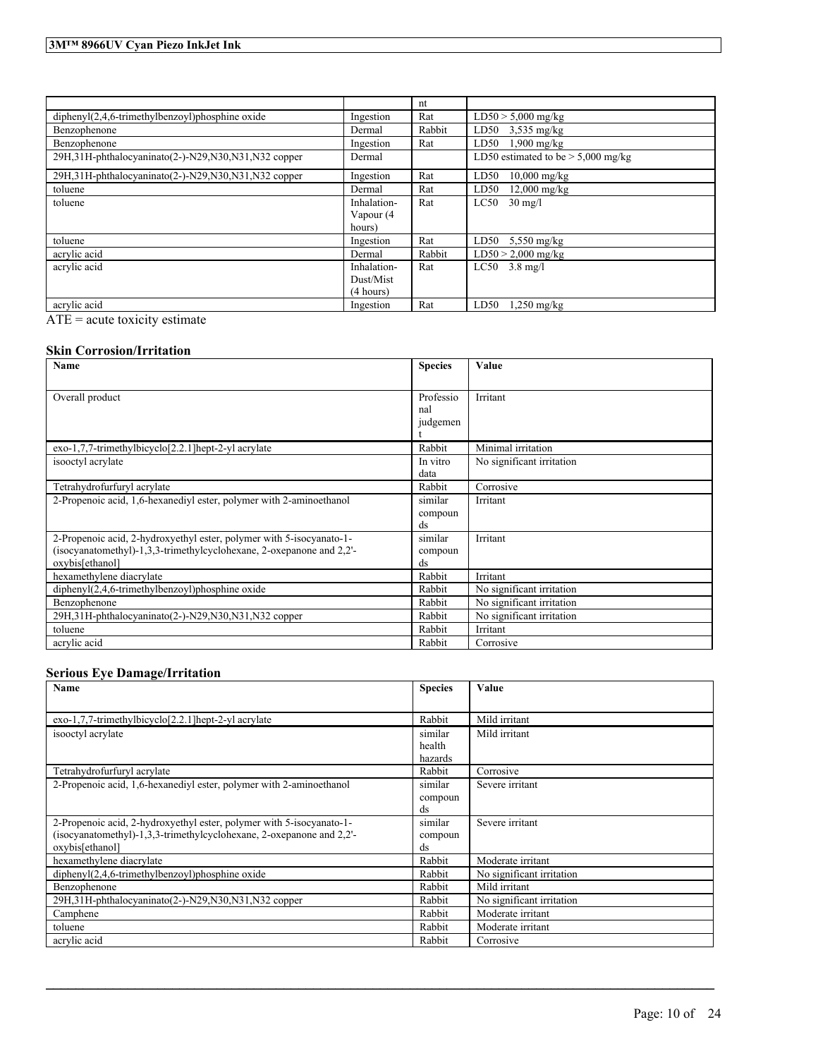| | | nt | |
|---|---|---|---|
| diphenyl(2,4,6-trimethylbenzoyl)phosphine oxide | Ingestion | Rat | LD50 > 5,000 mg/kg |
| Benzophenone | Dermal | Rabbit | LD50 3,535 mg/kg |
| Benzophenone | Ingestion | Rat | LD50 1,900 mg/kg |
| 29H,31H-phthalocyaninato(2-)-N29,N30,N31,N32 copper | Dermal | | LD50 estimated to be > 5,000 mg/kg |
| 29H,31H-phthalocyaninato(2-)-N29,N30,N31,N32 copper | Ingestion | Rat | LD50 10,000 mg/kg |
| toluene | Dermal | Rat | LD50 12,000 mg/kg |
| toluene | Inhalation-Vapour (4 hours) | Rat | LC50 30 mg/l |
| toluene | Ingestion | Rat | LD50 5,550 mg/kg |
| acrylic acid | Dermal | Rabbit | LD50 > 2,000 mg/kg |
| acrylic acid | Inhalation-Dust/Mist (4 hours) | Rat | LC50 3.8 mg/l |
| acrylic acid | Ingestion | Rat | LD50 1,250 mg/kg |

ATE = acute toxicity estimate

### Skin Corrosion/Irritation

| Name | Species | Value |
|---|---|---|
| Overall product | Professional judgement | Irritant |
| exo-1,7,7-trimethylbicyclo[2.2.1]hept-2-yl acrylate | Rabbit | Minimal irritation |
| isooctyl acrylate | In vitro data | No significant irritation |
| Tetrahydrofurfuryl acrylate | Rabbit | Corrosive |
| 2-Propenoic acid, 1,6-hexanediyl ester, polymer with 2-aminoethanol | similar compounds | Irritant |
| 2-Propenoic acid, 2-hydroxyethyl ester, polymer with 5-isocyanato-1-(isocyanatomethyl)-1,3,3-trimethylcyclohexane, 2-oxepanone and 2,2'-oxybis[ethanol] | similar compounds | Irritant |
| hexamethylene diacrylate | Rabbit | Irritant |
| diphenyl(2,4,6-trimethylbenzoyl)phosphine oxide | Rabbit | No significant irritation |
| Benzophenone | Rabbit | No significant irritation |
| 29H,31H-phthalocyaninato(2-)-N29,N30,N31,N32 copper | Rabbit | No significant irritation |
| toluene | Rabbit | Irritant |
| acrylic acid | Rabbit | Corrosive |

### Serious Eye Damage/Irritation

| Name | Species | Value |
|---|---|---|
| exo-1,7,7-trimethylbicyclo[2.2.1]hept-2-yl acrylate | Rabbit | Mild irritant |
| isooctyl acrylate | similar health hazards | Mild irritant |
| Tetrahydrofurfuryl acrylate | Rabbit | Corrosive |
| 2-Propenoic acid, 1,6-hexanediyl ester, polymer with 2-aminoethanol | similar compounds | Severe irritant |
| 2-Propenoic acid, 2-hydroxyethyl ester, polymer with 5-isocyanato-1-(isocyanatomethyl)-1,3,3-trimethylcyclohexane, 2-oxepanone and 2,2'-oxybis[ethanol] | similar compounds | Severe irritant |
| hexamethylene diacrylate | Rabbit | Moderate irritant |
| diphenyl(2,4,6-trimethylbenzoyl)phosphine oxide | Rabbit | No significant irritation |
| Benzophenone | Rabbit | Mild irritant |
| 29H,31H-phthalocyaninato(2-)-N29,N30,N31,N32 copper | Rabbit | No significant irritation |
| Camphene | Rabbit | Moderate irritant |
| toluene | Rabbit | Moderate irritant |
| acrylic acid | Rabbit | Corrosive |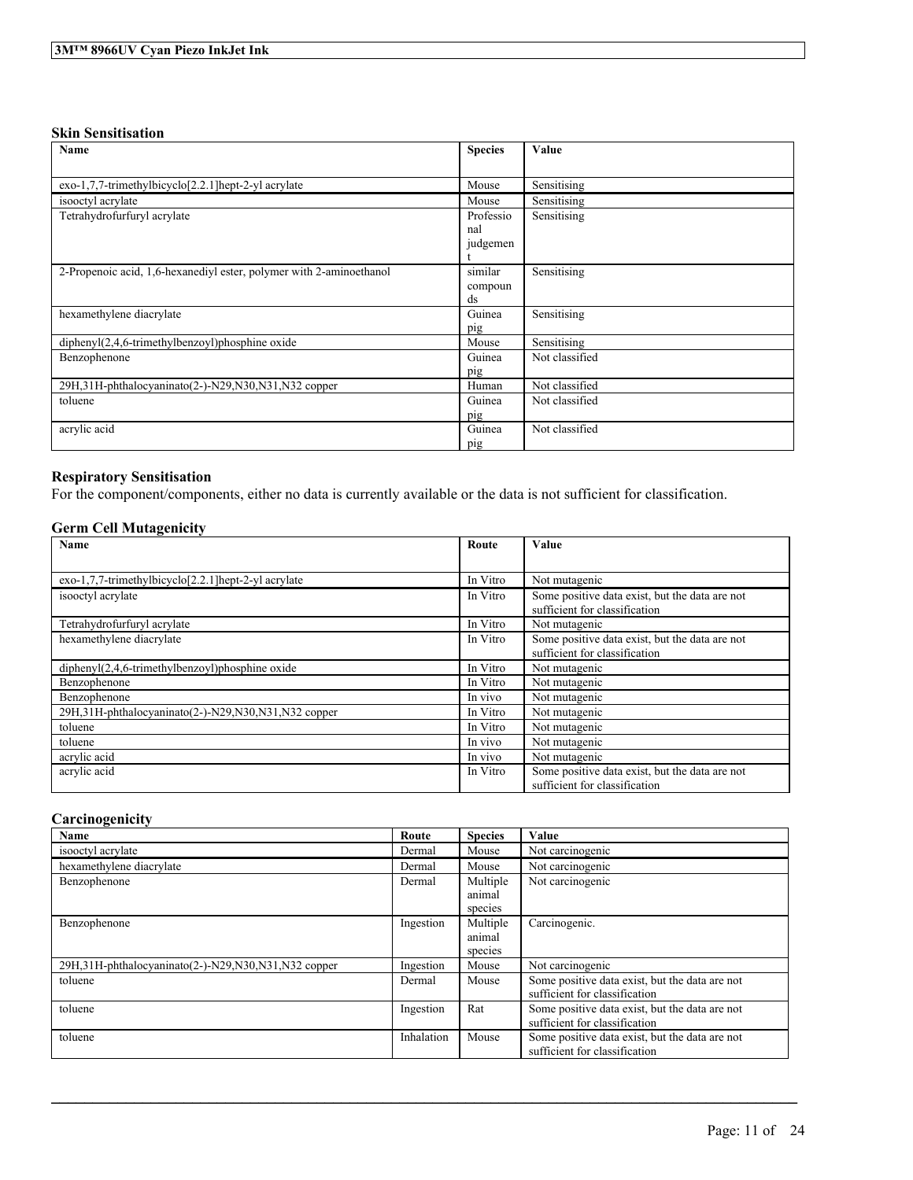### Skin Sensitisation

| Name | Species | Value |
|---|---|---|
| exo-1,7,7-trimethylbicyclo[2.2.1]hept-2-yl acrylate | Mouse | Sensitising |
| isooctyl acrylate | Mouse | Sensitising |
| Tetrahydrofurfuryl acrylate | Professional judgement | Sensitising |
| 2-Propenoic acid, 1,6-hexanediyl ester, polymer with 2-aminoethanol | similar compounds | Sensitising |
| hexamethylene diacrylate | Guinea pig | Sensitising |
| diphenyl(2,4,6-trimethylbenzoyl)phosphine oxide | Mouse | Sensitising |
| Benzophenone | Guinea pig | Not classified |
| 29H,31H-phthalocyaninato(2-)-N29,N30,N31,N32 copper | Human | Not classified |
| toluene | Guinea pig | Not classified |
| acrylic acid | Guinea pig | Not classified |

### Respiratory Sensitisation

For the component/components, either no data is currently available or the data is not sufficient for classification.

### Germ Cell Mutagenicity

| Name | Route | Value |
|---|---|---|
| exo-1,7,7-trimethylbicyclo[2.2.1]hept-2-yl acrylate | In Vitro | Not mutagenic |
| isooctyl acrylate | In Vitro | Some positive data exist, but the data are not sufficient for classification |
| Tetrahydrofurfuryl acrylate | In Vitro | Not mutagenic |
| hexamethylene diacrylate | In Vitro | Some positive data exist, but the data are not sufficient for classification |
| diphenyl(2,4,6-trimethylbenzoyl)phosphine oxide | In Vitro | Not mutagenic |
| Benzophenone | In Vitro | Not mutagenic |
| Benzophenone | In vivo | Not mutagenic |
| 29H,31H-phthalocyaninato(2-)-N29,N30,N31,N32 copper | In Vitro | Not mutagenic |
| toluene | In Vitro | Not mutagenic |
| toluene | In vivo | Not mutagenic |
| acrylic acid | In vivo | Not mutagenic |
| acrylic acid | In Vitro | Some positive data exist, but the data are not sufficient for classification |

### Carcinogenicity

| Name | Route | Species | Value |
|---|---|---|---|
| isooctyl acrylate | Dermal | Mouse | Not carcinogenic |
| hexamethylene diacrylate | Dermal | Mouse | Not carcinogenic |
| Benzophenone | Dermal | Multiple animal species | Not carcinogenic |
| Benzophenone | Ingestion | Multiple animal species | Carcinogenic. |
| 29H,31H-phthalocyaninato(2-)-N29,N30,N31,N32 copper | Ingestion | Mouse | Not carcinogenic |
| toluene | Dermal | Mouse | Some positive data exist, but the data are not sufficient for classification |
| toluene | Ingestion | Rat | Some positive data exist, but the data are not sufficient for classification |
| toluene | Inhalation | Mouse | Some positive data exist, but the data are not sufficient for classification |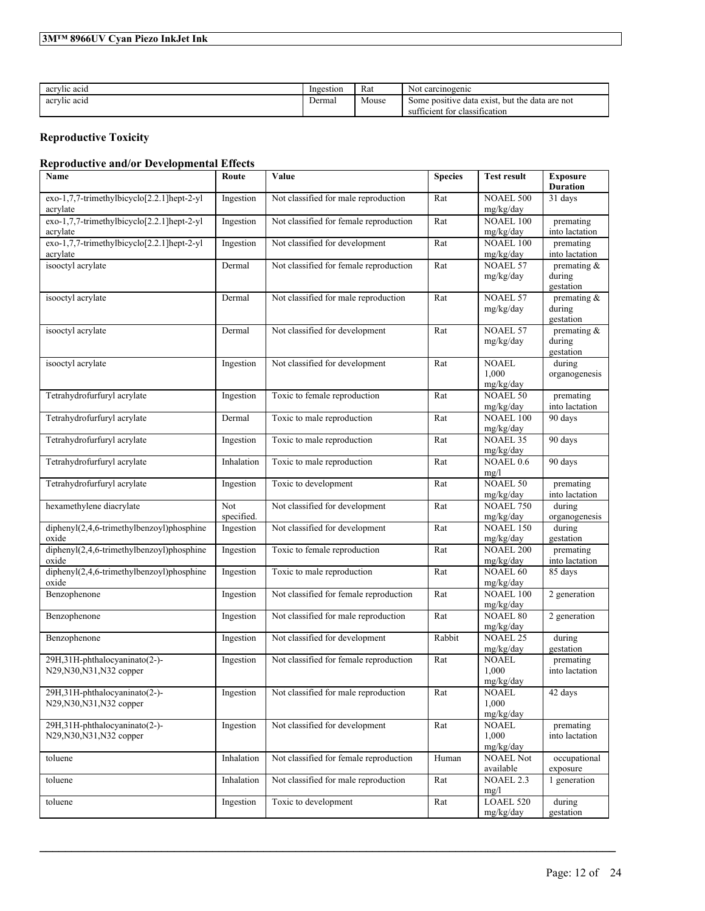| acrylic acid | Ingestion | Rat | Not carcinogenic |
|---|---|---|---|
| acrylic acid | Dermal | Mouse | Some positive data exist, but the data are not sufficient for classification |

## Reproductive Toxicity

### Reproductive and/or Developmental Effects

| Name | Route | Value | Species | Test result | Exposure Duration |
|---|---|---|---|---|---|
| exo-1,7,7-trimethylbicyclo[2.2.1]hept-2-yl acrylate | Ingestion | Not classified for male reproduction | Rat | NOAEL 500 mg/kg/day | 31 days |
| exo-1,7,7-trimethylbicyclo[2.2.1]hept-2-yl acrylate | Ingestion | Not classified for female reproduction | Rat | NOAEL 100 mg/kg/day | premating into lactation |
| exo-1,7,7-trimethylbicyclo[2.2.1]hept-2-yl acrylate | Ingestion | Not classified for development | Rat | NOAEL 100 mg/kg/day | premating into lactation |
| isooctyl acrylate | Dermal | Not classified for female reproduction | Rat | NOAEL 57 mg/kg/day | premating & during gestation |
| isooctyl acrylate | Dermal | Not classified for male reproduction | Rat | NOAEL 57 mg/kg/day | premating & during gestation |
| isooctyl acrylate | Dermal | Not classified for development | Rat | NOAEL 57 mg/kg/day | premating & during gestation |
| isooctyl acrylate | Ingestion | Not classified for development | Rat | NOAEL 1,000 mg/kg/day | during organogenesis |
| Tetrahydrofurfuryl acrylate | Ingestion | Toxic to female reproduction | Rat | NOAEL 50 mg/kg/day | premating into lactation |
| Tetrahydrofurfuryl acrylate | Dermal | Toxic to male reproduction | Rat | NOAEL 100 mg/kg/day | 90 days |
| Tetrahydrofurfuryl acrylate | Ingestion | Toxic to male reproduction | Rat | NOAEL 35 mg/kg/day | 90 days |
| Tetrahydrofurfuryl acrylate | Inhalation | Toxic to male reproduction | Rat | NOAEL 0.6 mg/l | 90 days |
| Tetrahydrofurfuryl acrylate | Ingestion | Toxic to development | Rat | NOAEL 50 mg/kg/day | premating into lactation |
| hexamethylene diacrylate | Not specified. | Not classified for development | Rat | NOAEL 750 mg/kg/day | during organogenesis |
| diphenyl(2,4,6-trimethylbenzoyl)phosphine oxide | Ingestion | Not classified for development | Rat | NOAEL 150 mg/kg/day | during gestation |
| diphenyl(2,4,6-trimethylbenzoyl)phosphine oxide | Ingestion | Toxic to female reproduction | Rat | NOAEL 200 mg/kg/day | premating into lactation |
| diphenyl(2,4,6-trimethylbenzoyl)phosphine oxide | Ingestion | Toxic to male reproduction | Rat | NOAEL 60 mg/kg/day | 85 days |
| Benzophenone | Ingestion | Not classified for female reproduction | Rat | NOAEL 100 mg/kg/day | 2 generation |
| Benzophenone | Ingestion | Not classified for male reproduction | Rat | NOAEL 80 mg/kg/day | 2 generation |
| Benzophenone | Ingestion | Not classified for development | Rabbit | NOAEL 25 mg/kg/day | during gestation |
| 29H,31H-phthalocyaninato(2-)-N29,N30,N31,N32 copper | Ingestion | Not classified for female reproduction | Rat | NOAEL 1,000 mg/kg/day | premating into lactation |
| 29H,31H-phthalocyaninato(2-)-N29,N30,N31,N32 copper | Ingestion | Not classified for male reproduction | Rat | NOAEL 1,000 mg/kg/day | 42 days |
| 29H,31H-phthalocyaninato(2-)-N29,N30,N31,N32 copper | Ingestion | Not classified for development | Rat | NOAEL 1,000 mg/kg/day | premating into lactation |
| toluene | Inhalation | Not classified for female reproduction | Human | NOAEL Not available | occupational exposure |
| toluene | Inhalation | Not classified for male reproduction | Rat | NOAEL 2.3 mg/l | 1 generation |
| toluene | Ingestion | Toxic to development | Rat | LOAEL 520 mg/kg/day | during gestation |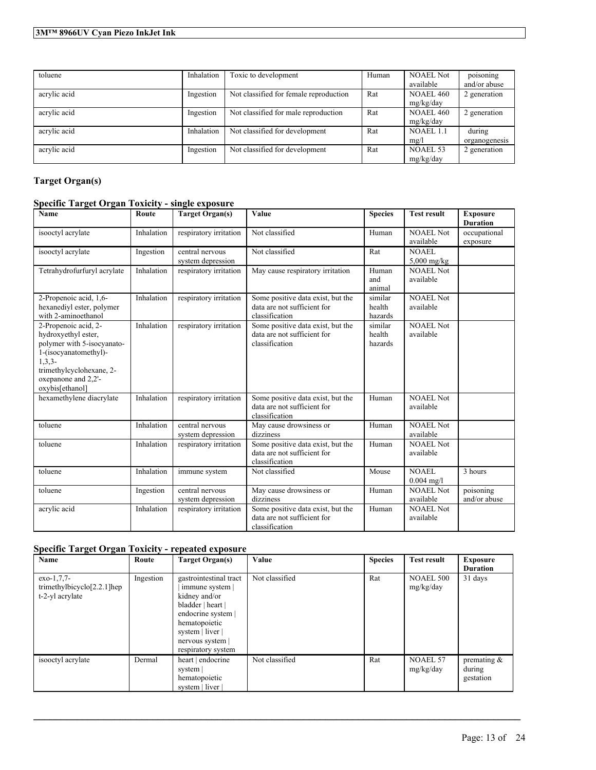| | | | | | |
|---|---|---|---|---|---|
| toluene | Inhalation | Toxic to development | Human | NOAEL Not available | poisoning and/or abuse |
| acrylic acid | Ingestion | Not classified for female reproduction | Rat | NOAEL 460 mg/kg/day | 2 generation |
| acrylic acid | Ingestion | Not classified for male reproduction | Rat | NOAEL 460 mg/kg/day | 2 generation |
| acrylic acid | Inhalation | Not classified for development | Rat | NOAEL 1.1 mg/l | during organogenesis |
| acrylic acid | Ingestion | Not classified for development | Rat | NOAEL 53 mg/kg/day | 2 generation |

## Target Organ(s)

### Specific Target Organ Toxicity - single exposure

| Name | Route | Target Organ(s) | Value | Species | Test result | Exposure Duration |
|---|---|---|---|---|---|---|
| isooctyl acrylate | Inhalation | respiratory irritation | Not classified | Human | NOAEL Not available | occupational exposure |
| isooctyl acrylate | Ingestion | central nervous system depression | Not classified | Rat | NOAEL 5,000 mg/kg | |
| Tetrahydrofurfuryl acrylate | Inhalation | respiratory irritation | May cause respiratory irritation | Human and animal | NOAEL Not available | |
| 2-Propenoic acid, 1,6-hexanediyl ester, polymer with 2-aminoethanol | Inhalation | respiratory irritation | Some positive data exist, but the data are not sufficient for classification | similar health hazards | NOAEL Not available | |
| 2-Propenoic acid, 2-hydroxyethyl ester, polymer with 5-isocyanato-1-(isocyanatomethyl)-1,3,3-trimethylcyclohexane, 2-oxepanone and 2,2'-oxybis[ethanol] | Inhalation | respiratory irritation | Some positive data exist, but the data are not sufficient for classification | similar health hazards | NOAEL Not available | |
| hexamethylene diacrylate | Inhalation | respiratory irritation | Some positive data exist, but the data are not sufficient for classification | Human | NOAEL Not available | |
| toluene | Inhalation | central nervous system depression | May cause drowsiness or dizziness | Human | NOAEL Not available | |
| toluene | Inhalation | respiratory irritation | Some positive data exist, but the data are not sufficient for classification | Human | NOAEL Not available | |
| toluene | Inhalation | immune system | Not classified | Mouse | NOAEL 0.004 mg/l | 3 hours |
| toluene | Ingestion | central nervous system depression | May cause drowsiness or dizziness | Human | NOAEL Not available | poisoning and/or abuse |
| acrylic acid | Inhalation | respiratory irritation | Some positive data exist, but the data are not sufficient for classification | Human | NOAEL Not available | |

### Specific Target Organ Toxicity - repeated exposure

| Name | Route | Target Organ(s) | Value | Species | Test result | Exposure Duration |
|---|---|---|---|---|---|---|
| exo-1,7,7-trimethylbicyclo[2.2.1]hept-2-yl acrylate | Ingestion | gastrointestinal tract \| immune system \| kidney and/or bladder \| heart \| endocrine system \| hematopoietic system \| liver \| nervous system \| respiratory system | Not classified | Rat | NOAEL 500 mg/kg/day | 31 days |
| isooctyl acrylate | Dermal | heart \| endocrine system \| hematopoietic system \| liver \| | Not classified | Rat | NOAEL 57 mg/kg/day | premating & during gestation |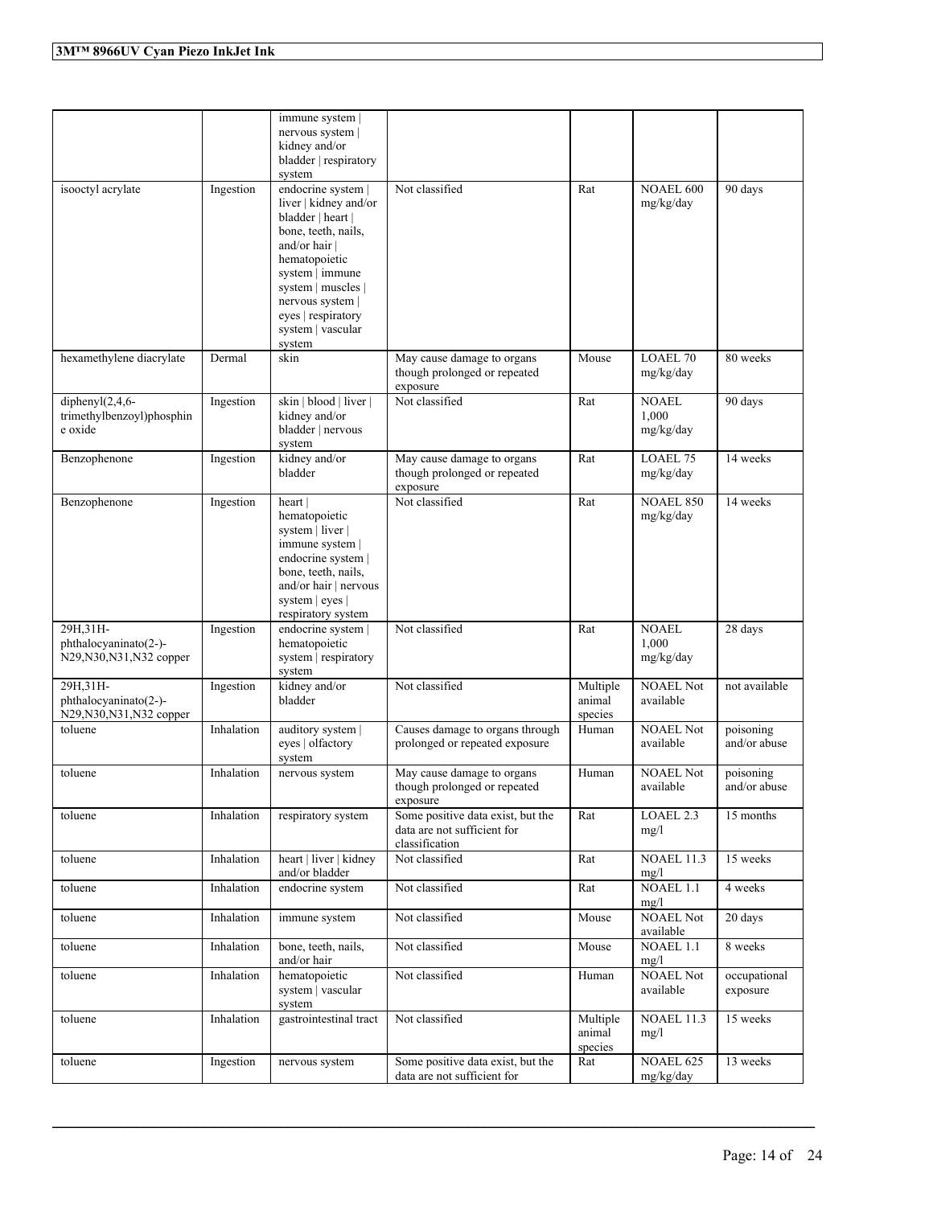| | | immune system \| nervous system \| kidney and/or bladder \| respiratory system | | | | |
|---|---|---|---|---|---|---|
| isooctyl acrylate | Ingestion | endocrine system \| liver \| kidney and/or bladder \| heart \| bone, teeth, nails, and/or hair \| hematopoietic system \| immune system \| muscles \| nervous system \| eyes \| respiratory system \| vascular system | Not classified | Rat | NOAEL 600 mg/kg/day | 90 days |
| hexamethylene diacrylate | Dermal | skin | May cause damage to organs though prolonged or repeated exposure | Mouse | LOAEL 70 mg/kg/day | 80 weeks |
| diphenyl(2,4,6-trimethylbenzoyl)phosphine oxide | Ingestion | skin \| blood \| liver \| kidney and/or bladder \| nervous system | Not classified | Rat | NOAEL 1,000 mg/kg/day | 90 days |
| Benzophenone | Ingestion | kidney and/or bladder | May cause damage to organs though prolonged or repeated exposure | Rat | LOAEL 75 mg/kg/day | 14 weeks |
| Benzophenone | Ingestion | heart \| hematopoietic system \| liver \| immune system \| endocrine system \| bone, teeth, nails, and/or hair \| nervous system \| eyes \| respiratory system | Not classified | Rat | NOAEL 850 mg/kg/day | 14 weeks |
| 29H,31H-phthalocyaninato(2-)-N29,N30,N31,N32 copper | Ingestion | endocrine system \| hematopoietic system \| respiratory system | Not classified | Rat | NOAEL 1,000 mg/kg/day | 28 days |
| 29H,31H-phthalocyaninato(2-)-N29,N30,N31,N32 copper | Ingestion | kidney and/or bladder | Not classified | Multiple animal species | NOAEL Not available | not available |
| toluene | Inhalation | auditory system \| eyes \| olfactory system | Causes damage to organs through prolonged or repeated exposure | Human | NOAEL Not available | poisoning and/or abuse |
| toluene | Inhalation | nervous system | May cause damage to organs though prolonged or repeated exposure | Human | NOAEL Not available | poisoning and/or abuse |
| toluene | Inhalation | respiratory system | Some positive data exist, but the data are not sufficient for classification | Rat | LOAEL 2.3 mg/l | 15 months |
| toluene | Inhalation | heart \| liver \| kidney and/or bladder | Not classified | Rat | NOAEL 11.3 mg/l | 15 weeks |
| toluene | Inhalation | endocrine system | Not classified | Rat | NOAEL 1.1 mg/l | 4 weeks |
| toluene | Inhalation | immune system | Not classified | Mouse | NOAEL Not available | 20 days |
| toluene | Inhalation | bone, teeth, nails, and/or hair | Not classified | Mouse | NOAEL 1.1 mg/l | 8 weeks |
| toluene | Inhalation | hematopoietic system \| vascular system | Not classified | Human | NOAEL Not available | occupational exposure |
| toluene | Inhalation | gastrointestinal tract | Not classified | Multiple animal species | NOAEL 11.3 mg/l | 15 weeks |
| toluene | Ingestion | nervous system | Some positive data exist, but the data are not sufficient for | Rat | NOAEL 625 mg/kg/day | 13 weeks |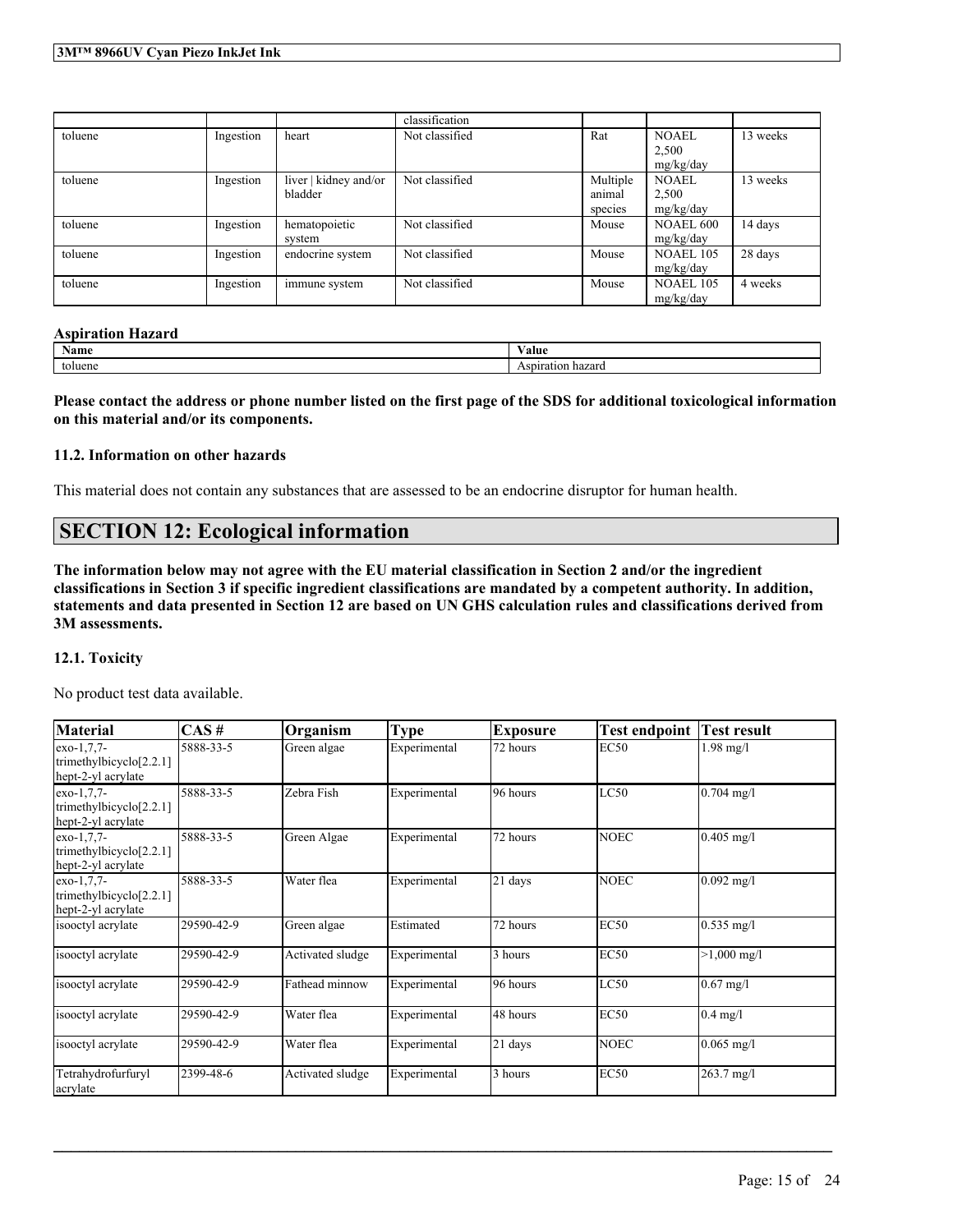| | | | classification | | | |
|---|---|---|---|---|---|---|
| toluene | Ingestion | heart | Not classified | Rat | NOAEL 2,500 mg/kg/day | 13 weeks |
| toluene | Ingestion | liver \| kidney and/or bladder | Not classified | Multiple animal species | NOAEL 2,500 mg/kg/day | 13 weeks |
| toluene | Ingestion | hematopoietic system | Not classified | Mouse | NOAEL 600 mg/kg/day | 14 days |
| toluene | Ingestion | endocrine system | Not classified | Mouse | NOAEL 105 mg/kg/day | 28 days |
| toluene | Ingestion | immune system | Not classified | Mouse | NOAEL 105 mg/kg/day | 4 weeks |

**Aspiration Hazard**

| Name | Value |
|---|---|
| toluene | Aspiration hazard |

**Please contact the address or phone number listed on the first page of the SDS for additional toxicological information on this material and/or its components.**

### 11.2. Information on other hazards

This material does not contain any substances that are assessed to be an endocrine disruptor for human health.

## SECTION 12: Ecological information

**The information below may not agree with the EU material classification in Section 2 and/or the ingredient classifications in Section 3 if specific ingredient classifications are mandated by a competent authority. In addition, statements and data presented in Section 12 are based on UN GHS calculation rules and classifications derived from 3M assessments.**

### 12.1. Toxicity

No product test data available.

| Material | CAS # | Organism | Type | Exposure | Test endpoint | Test result |
|---|---|---|---|---|---|---|
| exo-1,7,7-trimethylbicyclo[2.2.1]hept-2-yl acrylate | 5888-33-5 | Green algae | Experimental | 72 hours | EC50 | 1.98 mg/l |
| exo-1,7,7-trimethylbicyclo[2.2.1]hept-2-yl acrylate | 5888-33-5 | Zebra Fish | Experimental | 96 hours | LC50 | 0.704 mg/l |
| exo-1,7,7-trimethylbicyclo[2.2.1]hept-2-yl acrylate | 5888-33-5 | Green Algae | Experimental | 72 hours | NOEC | 0.405 mg/l |
| exo-1,7,7-trimethylbicyclo[2.2.1]hept-2-yl acrylate | 5888-33-5 | Water flea | Experimental | 21 days | NOEC | 0.092 mg/l |
| isooctyl acrylate | 29590-42-9 | Green algae | Estimated | 72 hours | EC50 | 0.535 mg/l |
| isooctyl acrylate | 29590-42-9 | Activated sludge | Experimental | 3 hours | EC50 | >1,000 mg/l |
| isooctyl acrylate | 29590-42-9 | Fathead minnow | Experimental | 96 hours | LC50 | 0.67 mg/l |
| isooctyl acrylate | 29590-42-9 | Water flea | Experimental | 48 hours | EC50 | 0.4 mg/l |
| isooctyl acrylate | 29590-42-9 | Water flea | Experimental | 21 days | NOEC | 0.065 mg/l |
| Tetrahydrofurfuryl acrylate | 2399-48-6 | Activated sludge | Experimental | 3 hours | EC50 | 263.7 mg/l |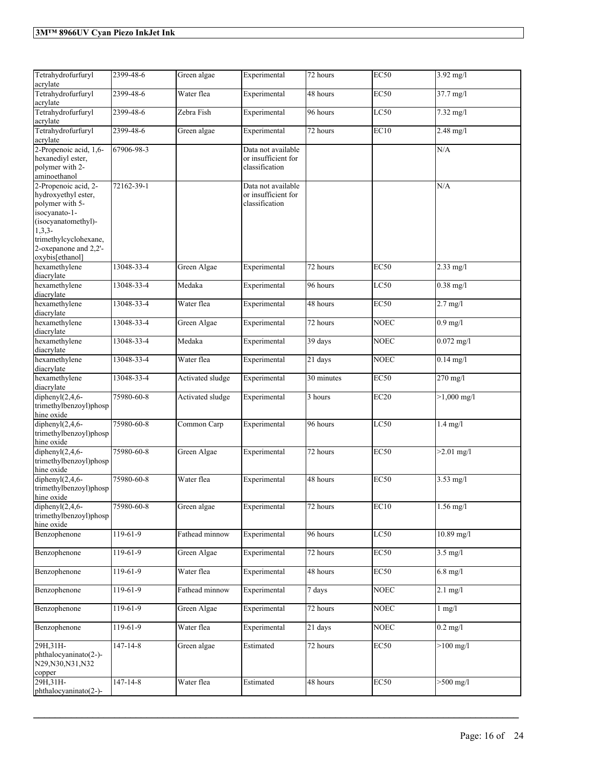| | | | | | | |
|---|---|---|---|---|---|---|
| Tetrahydrofurfuryl acrylate | 2399-48-6 | Green algae | Experimental | 72 hours | EC50 | 3.92 mg/l |
| Tetrahydrofurfuryl acrylate | 2399-48-6 | Water flea | Experimental | 48 hours | EC50 | 37.7 mg/l |
| Tetrahydrofurfuryl acrylate | 2399-48-6 | Zebra Fish | Experimental | 96 hours | LC50 | 7.32 mg/l |
| Tetrahydrofurfuryl acrylate | 2399-48-6 | Green algae | Experimental | 72 hours | EC10 | 2.48 mg/l |
| 2-Propenoic acid, 1,6-hexanediyl ester, polymer with 2-aminoethanol | 67906-98-3 | | Data not available or insufficient for classification | | | N/A |
| 2-Propenoic acid, 2-hydroxyethyl ester, polymer with 5-isocyanato-1-(isocyanatomethyl)-1,3,3-trimethylcyclohexane, 2-oxepanone and 2,2'-oxybis[ethanol] | 72162-39-1 | | Data not available or insufficient for classification | | | N/A |
| hexamethylene diacrylate | 13048-33-4 | Green Algae | Experimental | 72 hours | EC50 | 2.33 mg/l |
| hexamethylene diacrylate | 13048-33-4 | Medaka | Experimental | 96 hours | LC50 | 0.38 mg/l |
| hexamethylene diacrylate | 13048-33-4 | Water flea | Experimental | 48 hours | EC50 | 2.7 mg/l |
| hexamethylene diacrylate | 13048-33-4 | Green Algae | Experimental | 72 hours | NOEC | 0.9 mg/l |
| hexamethylene diacrylate | 13048-33-4 | Medaka | Experimental | 39 days | NOEC | 0.072 mg/l |
| hexamethylene diacrylate | 13048-33-4 | Water flea | Experimental | 21 days | NOEC | 0.14 mg/l |
| hexamethylene diacrylate | 13048-33-4 | Activated sludge | Experimental | 30 minutes | EC50 | 270 mg/l |
| diphenyl(2,4,6-trimethylbenzoyl)phosphine oxide | 75980-60-8 | Activated sludge | Experimental | 3 hours | EC20 | >1,000 mg/l |
| diphenyl(2,4,6-trimethylbenzoyl)phosphine oxide | 75980-60-8 | Common Carp | Experimental | 96 hours | LC50 | 1.4 mg/l |
| diphenyl(2,4,6-trimethylbenzoyl)phosphine oxide | 75980-60-8 | Green Algae | Experimental | 72 hours | EC50 | >2.01 mg/l |
| diphenyl(2,4,6-trimethylbenzoyl)phosphine oxide | 75980-60-8 | Water flea | Experimental | 48 hours | EC50 | 3.53 mg/l |
| diphenyl(2,4,6-trimethylbenzoyl)phosphine oxide | 75980-60-8 | Green algae | Experimental | 72 hours | EC10 | 1.56 mg/l |
| Benzophenone | 119-61-9 | Fathead minnow | Experimental | 96 hours | LC50 | 10.89 mg/l |
| Benzophenone | 119-61-9 | Green Algae | Experimental | 72 hours | EC50 | 3.5 mg/l |
| Benzophenone | 119-61-9 | Water flea | Experimental | 48 hours | EC50 | 6.8 mg/l |
| Benzophenone | 119-61-9 | Fathead minnow | Experimental | 7 days | NOEC | 2.1 mg/l |
| Benzophenone | 119-61-9 | Green Algae | Experimental | 72 hours | NOEC | 1 mg/l |
| Benzophenone | 119-61-9 | Water flea | Experimental | 21 days | NOEC | 0.2 mg/l |
| 29H,31H-phthalocyaninato(2-)-N29,N30,N31,N32 copper | 147-14-8 | Green algae | Estimated | 72 hours | EC50 | >100 mg/l |
| 29H,31H-phthalocyaninato(2-)- | 147-14-8 | Water flea | Estimated | 48 hours | EC50 | >500 mg/l |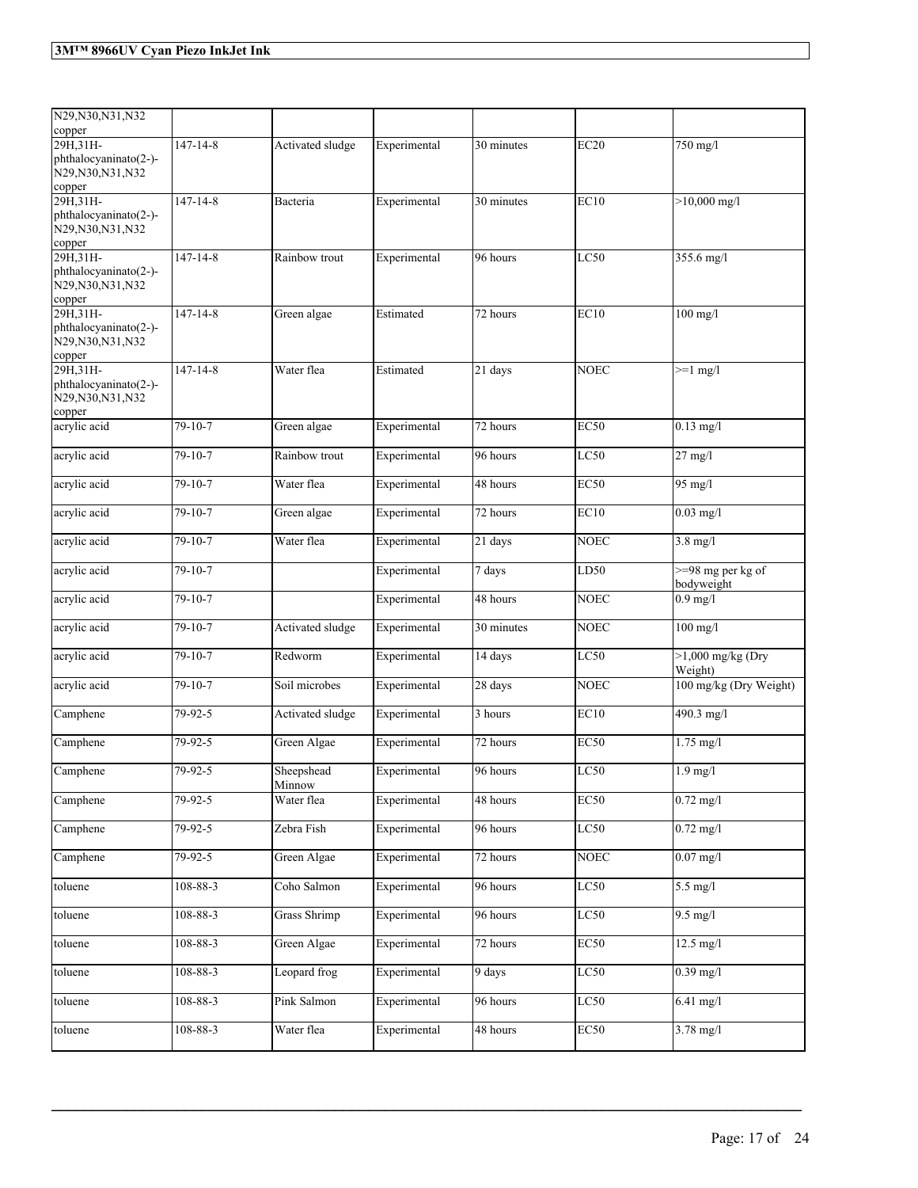| | | | | | | |
|---|---|---|---|---|---|---|
| N29,N30,N31,N32 copper | | | | | | |
| 29H,31H-phthalocyaninato(2-)-N29,N30,N31,N32 copper | 147-14-8 | Activated sludge | Experimental | 30 minutes | EC20 | 750 mg/l |
| 29H,31H-phthalocyaninato(2-)-N29,N30,N31,N32 copper | 147-14-8 | Bacteria | Experimental | 30 minutes | EC10 | >10,000 mg/l |
| 29H,31H-phthalocyaninato(2-)-N29,N30,N31,N32 copper | 147-14-8 | Rainbow trout | Experimental | 96 hours | LC50 | 355.6 mg/l |
| 29H,31H-phthalocyaninato(2-)-N29,N30,N31,N32 copper | 147-14-8 | Green algae | Estimated | 72 hours | EC10 | 100 mg/l |
| 29H,31H-phthalocyaninato(2-)-N29,N30,N31,N32 copper | 147-14-8 | Water flea | Estimated | 21 days | NOEC | >=1 mg/l |
| acrylic acid | 79-10-7 | Green algae | Experimental | 72 hours | EC50 | 0.13 mg/l |
| acrylic acid | 79-10-7 | Rainbow trout | Experimental | 96 hours | LC50 | 27 mg/l |
| acrylic acid | 79-10-7 | Water flea | Experimental | 48 hours | EC50 | 95 mg/l |
| acrylic acid | 79-10-7 | Green algae | Experimental | 72 hours | EC10 | 0.03 mg/l |
| acrylic acid | 79-10-7 | Water flea | Experimental | 21 days | NOEC | 3.8 mg/l |
| acrylic acid | 79-10-7 | | Experimental | 7 days | LD50 | >=98 mg per kg of bodyweight |
| acrylic acid | 79-10-7 | | Experimental | 48 hours | NOEC | 0.9 mg/l |
| acrylic acid | 79-10-7 | Activated sludge | Experimental | 30 minutes | NOEC | 100 mg/l |
| acrylic acid | 79-10-7 | Redworm | Experimental | 14 days | LC50 | >1,000 mg/kg (Dry Weight) |
| acrylic acid | 79-10-7 | Soil microbes | Experimental | 28 days | NOEC | 100 mg/kg (Dry Weight) |
| Camphene | 79-92-5 | Activated sludge | Experimental | 3 hours | EC10 | 490.3 mg/l |
| Camphene | 79-92-5 | Green Algae | Experimental | 72 hours | EC50 | 1.75 mg/l |
| Camphene | 79-92-5 | Sheepshead Minnow | Experimental | 96 hours | LC50 | 1.9 mg/l |
| Camphene | 79-92-5 | Water flea | Experimental | 48 hours | EC50 | 0.72 mg/l |
| Camphene | 79-92-5 | Zebra Fish | Experimental | 96 hours | LC50 | 0.72 mg/l |
| Camphene | 79-92-5 | Green Algae | Experimental | 72 hours | NOEC | 0.07 mg/l |
| toluene | 108-88-3 | Coho Salmon | Experimental | 96 hours | LC50 | 5.5 mg/l |
| toluene | 108-88-3 | Grass Shrimp | Experimental | 96 hours | LC50 | 9.5 mg/l |
| toluene | 108-88-3 | Green Algae | Experimental | 72 hours | EC50 | 12.5 mg/l |
| toluene | 108-88-3 | Leopard frog | Experimental | 9 days | LC50 | 0.39 mg/l |
| toluene | 108-88-3 | Pink Salmon | Experimental | 96 hours | LC50 | 6.41 mg/l |
| toluene | 108-88-3 | Water flea | Experimental | 48 hours | EC50 | 3.78 mg/l |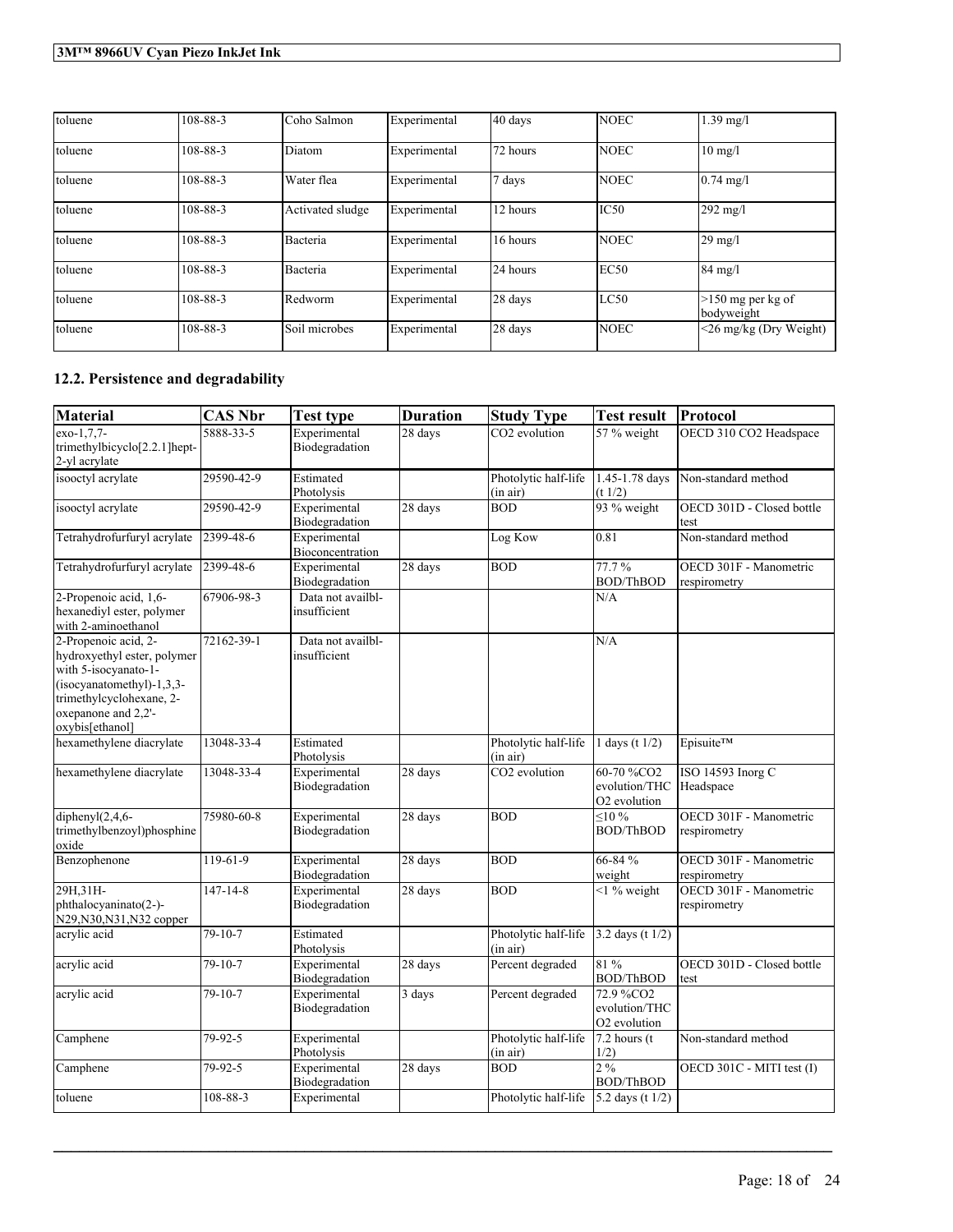| toluene | 108-88-3 | Coho Salmon | Experimental | 40 days | NOEC | 1.39 mg/l |
|---|---|---|---|---|---|---|
| toluene | 108-88-3 | Diatom | Experimental | 72 hours | NOEC | 10 mg/l |
| toluene | 108-88-3 | Water flea | Experimental | 7 days | NOEC | 0.74 mg/l |
| toluene | 108-88-3 | Activated sludge | Experimental | 12 hours | IC50 | 292 mg/l |
| toluene | 108-88-3 | Bacteria | Experimental | 16 hours | NOEC | 29 mg/l |
| toluene | 108-88-3 | Bacteria | Experimental | 24 hours | EC50 | 84 mg/l |
| toluene | 108-88-3 | Redworm | Experimental | 28 days | LC50 | >150 mg per kg of bodyweight |
| toluene | 108-88-3 | Soil microbes | Experimental | 28 days | NOEC | <26 mg/kg (Dry Weight) |

## 12.2. Persistence and degradability

| Material | CAS Nbr | Test type | Duration | Study Type | Test result | Protocol |
|---|---|---|---|---|---|---|
| exo-1,7,7-trimethylbicyclo[2.2.1]hept-2-yl acrylate | 5888-33-5 | Experimental Biodegradation | 28 days | $CO_2$ evolution | 57 % weight | OECD 310 CO2 Headspace |
| isooctyl acrylate | 29590-42-9 | Estimated Photolysis | | Photolytic half-life (in air) | 1.45-1.78 days (t 1/2) | Non-standard method |
| isooctyl acrylate | 29590-42-9 | Experimental Biodegradation | 28 days | BOD | 93 % weight | OECD 301D - Closed bottle test |
| Tetrahydrofurfuryl acrylate | 2399-48-6 | Experimental Bioconcentration | | Log Kow | 0.81 | Non-standard method |
| Tetrahydrofurfuryl acrylate | 2399-48-6 | Experimental Biodegradation | 28 days | BOD | 77.7 % BOD/ThBOD | OECD 301F - Manometric respirometry |
| 2-Propenoic acid, 1,6-hexanediyl ester, polymer with 2-aminoethanol | 67906-98-3 | Data not availbl-insufficient | | | N/A | |
| 2-Propenoic acid, 2-hydroxyethyl ester, polymer with 5-isocyanato-1-(isocyanatomethyl)-1,3,3-trimethylcyclohexane, 2-oxepanone and 2,2'-oxybis[ethanol] | 72162-39-1 | Data not availbl-insufficient | | | N/A | |
| hexamethylene diacrylate | 13048-33-4 | Estimated Photolysis | | Photolytic half-life (in air) | 1 days (t 1/2) | Episuite™ |
| hexamethylene diacrylate | 13048-33-4 | Experimental Biodegradation | 28 days | $CO_2$ evolution | 60-70 %CO2 evolution/THC $O_2$ evolution | ISO 14593 Inorg C Headspace |
| diphenyl(2,4,6-trimethylbenzoyl)phosphine oxide | 75980-60-8 | Experimental Biodegradation | 28 days | BOD | ≤10 % BOD/ThBOD | OECD 301F - Manometric respirometry |
| Benzophenone | 119-61-9 | Experimental Biodegradation | 28 days | BOD | 66-84 % weight | OECD 301F - Manometric respirometry |
| 29H,31H-phthalocyaninato(2-)-N29,N30,N31,N32 copper | 147-14-8 | Experimental Biodegradation | 28 days | BOD | <1 % weight | OECD 301F - Manometric respirometry |
| acrylic acid | 79-10-7 | Estimated Photolysis | | Photolytic half-life (in air) | 3.2 days (t 1/2) | |
| acrylic acid | 79-10-7 | Experimental Biodegradation | 28 days | Percent degraded | 81 % BOD/ThBOD | OECD 301D - Closed bottle test |
| acrylic acid | 79-10-7 | Experimental Biodegradation | 3 days | Percent degraded | 72.9 %CO2 evolution/THC $O_2$ evolution | |
| Camphene | 79-92-5 | Experimental Photolysis | | Photolytic half-life (in air) | 7.2 hours (t 1/2) | Non-standard method |
| Camphene | 79-92-5 | Experimental Biodegradation | 28 days | BOD | 2 % BOD/ThBOD | OECD 301C - MITI test (I) |
| toluene | 108-88-3 | Experimental | | Photolytic half-life | 5.2 days (t 1/2) | |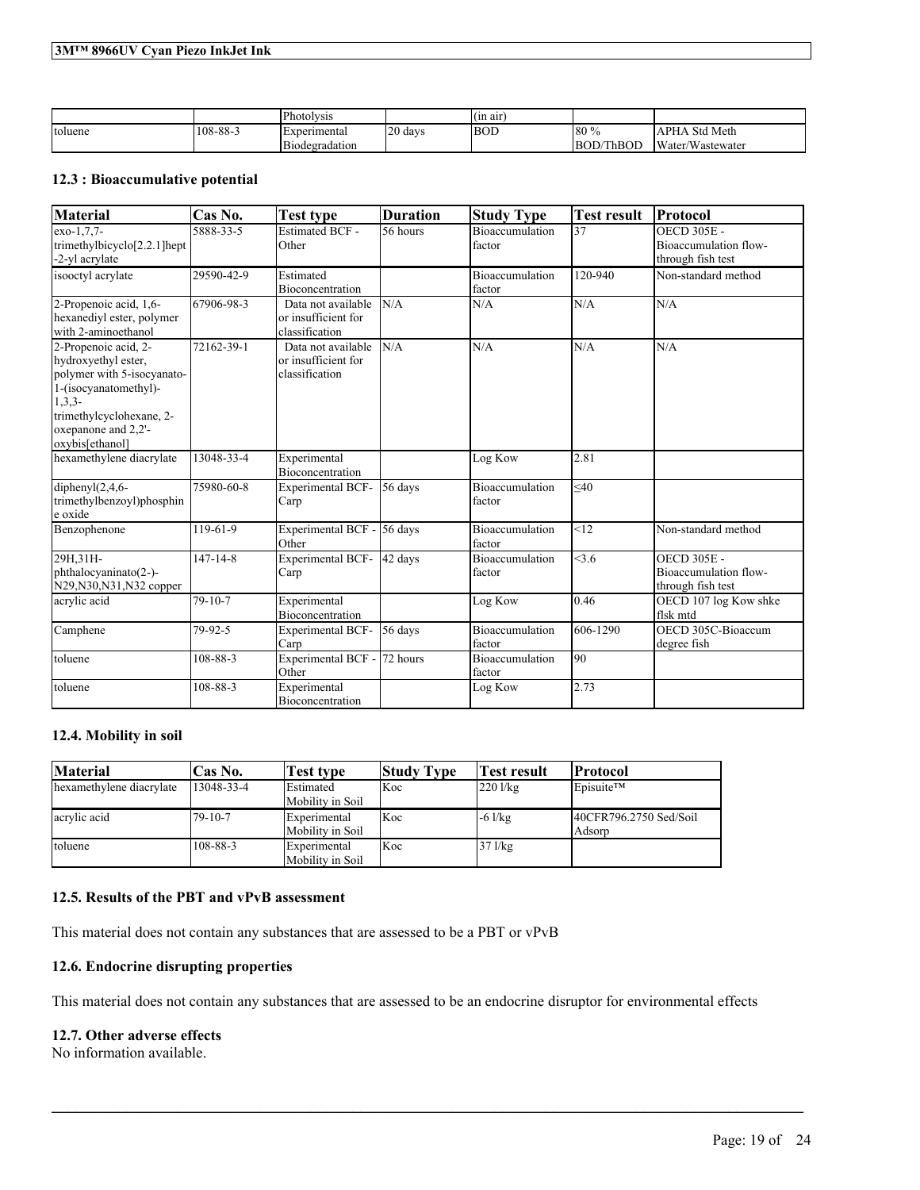| | | Photolysis | | (in air) | | |
|---|---|---|---|---|---|---|
| toluene | 108-88-3 | Experimental Biodegradation | 20 days | BOD | 80 % BOD/ThBOD | APHA Std Meth Water/Wastewater |

### 12.3 : Bioaccumulative potential

| Material | Cas No. | Test type | Duration | Study Type | Test result | Protocol |
|---|---|---|---|---|---|---|
| exo-1,7,7-trimethylbicyclo[2.2.1]hept-2-yl acrylate | 5888-33-5 | Estimated BCF - Other | 56 hours | Bioaccumulation factor | 37 | OECD 305E - Bioaccumulation flow-through fish test |
| isooctyl acrylate | 29590-42-9 | Estimated Bioconcentration | | Bioaccumulation factor | 120-940 | Non-standard method |
| 2-Propenoic acid, 1,6-hexanediyl ester, polymer with 2-aminoethanol | 67906-98-3 | Data not available or insufficient for classification | N/A | N/A | N/A | N/A |
| 2-Propenoic acid, 2-hydroxyethyl ester, polymer with 5-isocyanato-1-(isocyanatomethyl)-1,3,3-trimethylcyclohexane, 2-oxepanone and 2,2'-oxybis[ethanol] | 72162-39-1 | Data not available or insufficient for classification | N/A | N/A | N/A | N/A |
| hexamethylene diacrylate | 13048-33-4 | Experimental Bioconcentration | | Log Kow | 2.81 | |
| diphenyl(2,4,6-trimethylbenzoyl)phosphine oxide | 75980-60-8 | Experimental BCF-Carp | 56 days | Bioaccumulation factor | ≤40 | |
| Benzophenone | 119-61-9 | Experimental BCF - Other | 56 days | Bioaccumulation factor | <12 | Non-standard method |
| 29H,31H-phthalocyaninato(2-)-N29,N30,N31,N32 copper | 147-14-8 | Experimental BCF-Carp | 42 days | Bioaccumulation factor | <3.6 | OECD 305E - Bioaccumulation flow-through fish test |
| acrylic acid | 79-10-7 | Experimental Bioconcentration | | Log Kow | 0.46 | OECD 107 log Kow shke flsk mtd |
| Camphene | 79-92-5 | Experimental BCF-Carp | 56 days | Bioaccumulation factor | 606-1290 | OECD 305C-Bioaccum degree fish |
| toluene | 108-88-3 | Experimental BCF - Other | 72 hours | Bioaccumulation factor | 90 | |
| toluene | 108-88-3 | Experimental Bioconcentration | | Log Kow | 2.73 | |

### 12.4. Mobility in soil

| Material | Cas No. | Test type | Study Type | Test result | Protocol |
|---|---|---|---|---|---|
| hexamethylene diacrylate | 13048-33-4 | Estimated Mobility in Soil | Koc | 220 l/kg | Episuite™ |
| acrylic acid | 79-10-7 | Experimental Mobility in Soil | Koc | -6 l/kg | 40CFR796.2750 Sed/Soil Adsorp |
| toluene | 108-88-3 | Experimental Mobility in Soil | Koc | 37 l/kg | |

### 12.5. Results of the PBT and vPvB assessment

This material does not contain any substances that are assessed to be a PBT or vPvB

### 12.6. Endocrine disrupting properties

This material does not contain any substances that are assessed to be an endocrine disruptor for environmental effects

### 12.7. Other adverse effects

No information available.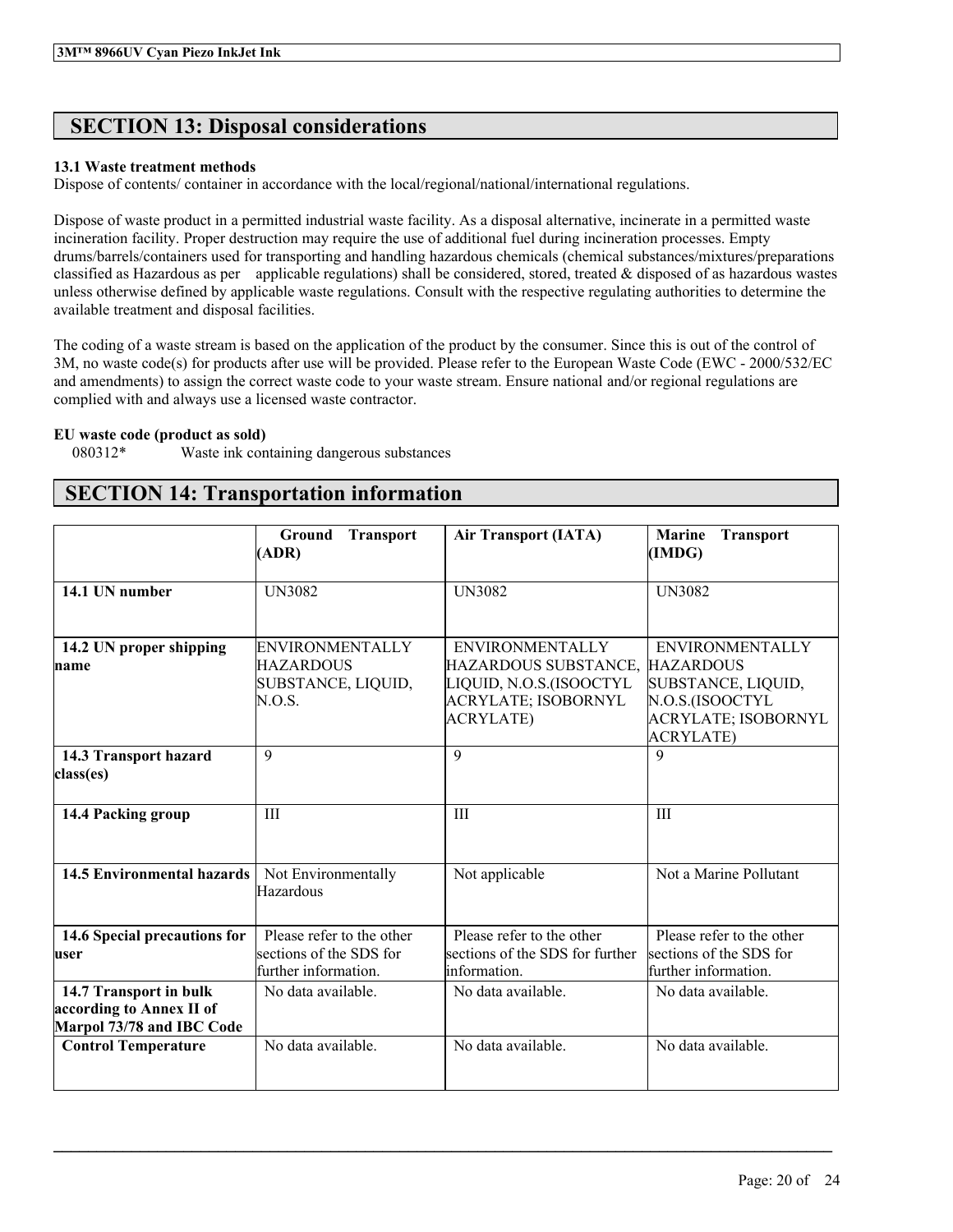## SECTION 13: Disposal considerations

**13.1 Waste treatment methods**

Dispose of contents/ container in accordance with the local/regional/national/international regulations.

Dispose of waste product in a permitted industrial waste facility. As a disposal alternative, incinerate in a permitted waste incineration facility. Proper destruction may require the use of additional fuel during incineration processes. Empty drums/barrels/containers used for transporting and handling hazardous chemicals (chemical substances/mixtures/preparations classified as Hazardous as per applicable regulations) shall be considered, stored, treated & disposed of as hazardous wastes unless otherwise defined by applicable waste regulations. Consult with the respective regulating authorities to determine the available treatment and disposal facilities.

The coding of a waste stream is based on the application of the product by the consumer. Since this is out of the control of 3M, no waste code(s) for products after use will be provided. Please refer to the European Waste Code (EWC - 2000/532/EC and amendments) to assign the correct waste code to your waste stream. Ensure national and/or regional regulations are complied with and always use a licensed waste contractor.

**EU waste code (product as sold)**

080312* Waste ink containing dangerous substances

## SECTION 14: Transportation information

| | **Ground Transport (ADR)** | **Air Transport (IATA)** | **Marine Transport (IMDG)** |
|---|---|---|---|
| **14.1 UN number** | UN3082 | UN3082 | UN3082 |
| **14.2 UN proper shipping name** | ENVIRONMENTALLY HAZARDOUS SUBSTANCE, LIQUID, N.O.S. | ENVIRONMENTALLY HAZARDOUS SUBSTANCE, LIQUID, N.O.S.(ISOOCTYL ACRYLATE; ISOBORNYL ACRYLATE) | ENVIRONMENTALLY HAZARDOUS SUBSTANCE, LIQUID, N.O.S.(ISOOCTYL ACRYLATE; ISOBORNYL ACRYLATE) |
| **14.3 Transport hazard class(es)** | 9 | 9 | 9 |
| **14.4 Packing group** | III | III | III |
| **14.5 Environmental hazards** | Not Environmentally Hazardous | Not applicable | Not a Marine Pollutant |
| **14.6 Special precautions for user** | Please refer to the other sections of the SDS for further information. | Please refer to the other sections of the SDS for further information. | Please refer to the other sections of the SDS for further information. |
| **14.7 Transport in bulk according to Annex II of Marpol 73/78 and IBC Code** | No data available. | No data available. | No data available. |
| **Control Temperature** | No data available. | No data available. | No data available. |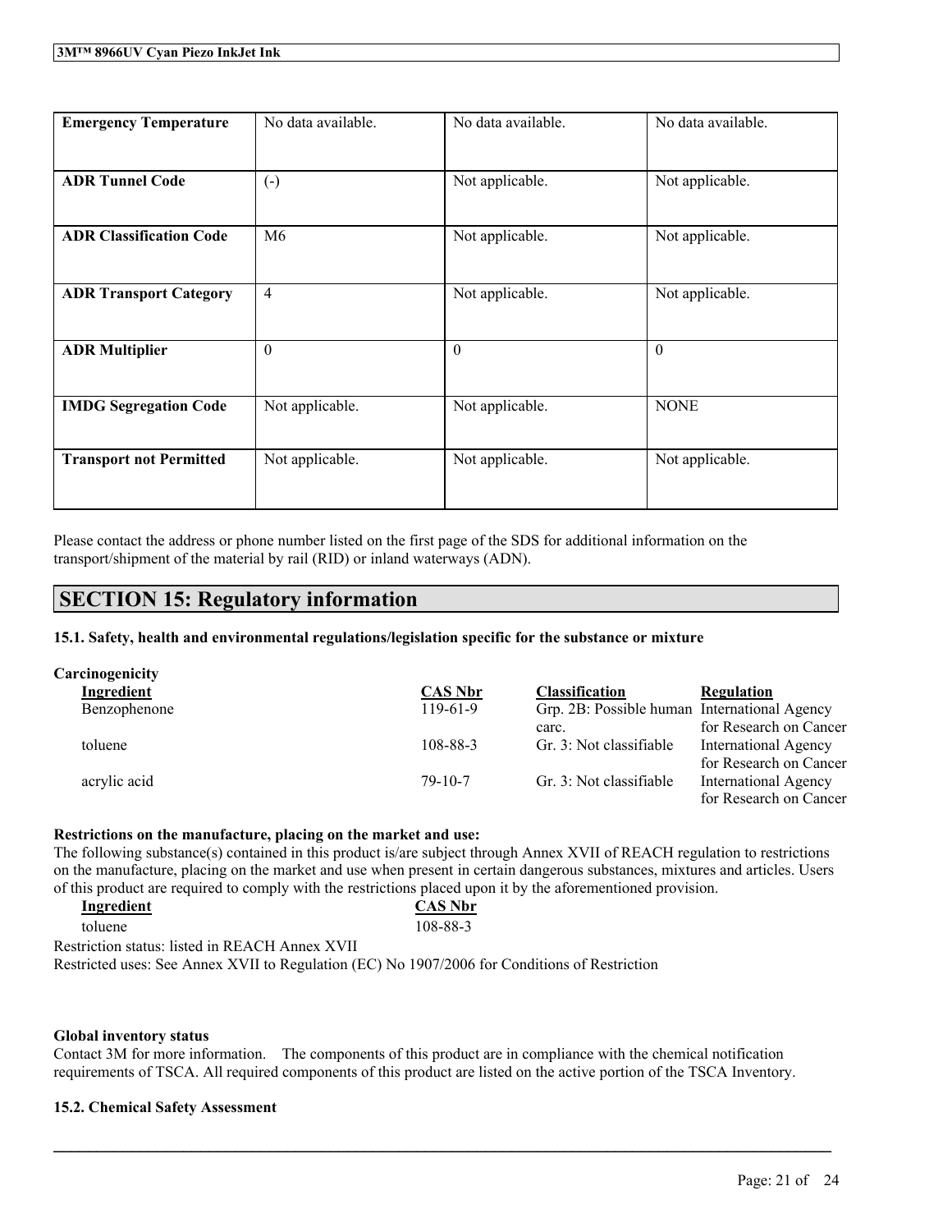| Emergency Temperature | No data available. | No data available. | No data available. |
|---|---|---|---|
| ADR Tunnel Code | (-) | Not applicable. | Not applicable. |
| ADR Classification Code | M6 | Not applicable. | Not applicable. |
| ADR Transport Category | 4 | Not applicable. | Not applicable. |
| ADR Multiplier | 0 | 0 | 0 |
| IMDG Segregation Code | Not applicable. | Not applicable. | NONE |
| Transport not Permitted | Not applicable. | Not applicable. | Not applicable. |

Please contact the address or phone number listed on the first page of the SDS for additional information on the transport/shipment of the material by rail (RID) or inland waterways (ADN).

## SECTION 15: Regulatory information

### 15.1. Safety, health and environmental regulations/legislation specific for the substance or mixture

**Carcinogenicity**

| Ingredient | CAS Nbr | Classification | Regulation |
|---|---|---|---|
| Benzophenone | 119-61-9 | Grp. 2B: Possible human carc. | International Agency for Research on Cancer |
| toluene | 108-88-3 | Gr. 3: Not classifiable | International Agency for Research on Cancer |
| acrylic acid | 79-10-7 | Gr. 3: Not classifiable | International Agency for Research on Cancer |

**Restrictions on the manufacture, placing on the market and use:**

The following substance(s) contained in this product is/are subject through Annex XVII of REACH regulation to restrictions on the manufacture, placing on the market and use when present in certain dangerous substances, mixtures and articles. Users of this product are required to comply with the restrictions placed upon it by the aforementioned provision.

| Ingredient | CAS Nbr |
|---|---|
| toluene | 108-88-3 |

Restriction status: listed in REACH Annex XVII

Restricted uses: See Annex XVII to Regulation (EC) No 1907/2006 for Conditions of Restriction

**Global inventory status**

Contact 3M for more information. The components of this product are in compliance with the chemical notification requirements of TSCA. All required components of this product are listed on the active portion of the TSCA Inventory.

### 15.2. Chemical Safety Assessment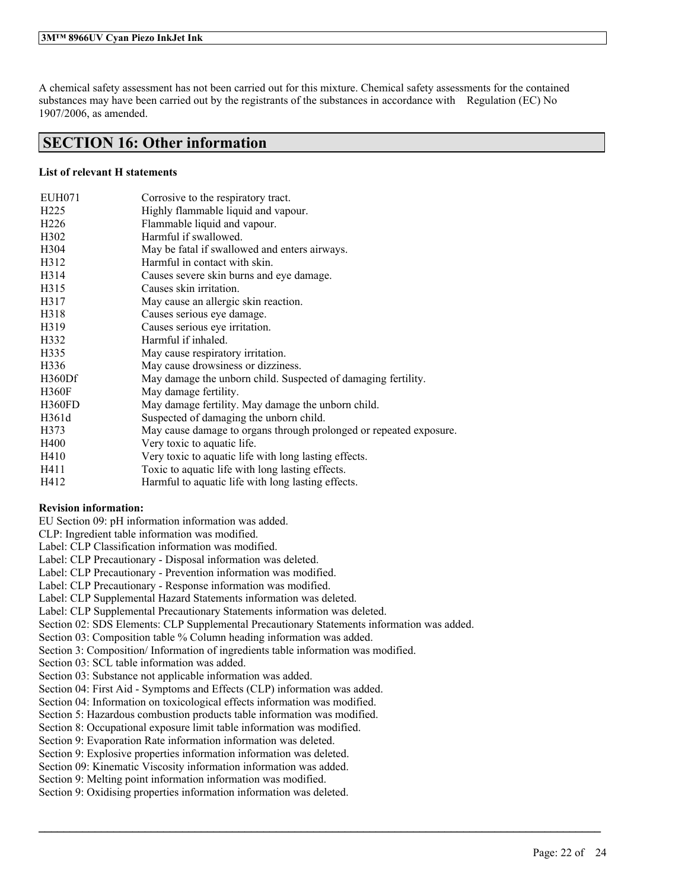A chemical safety assessment has not been carried out for this mixture. Chemical safety assessments for the contained substances may have been carried out by the registrants of the substances in accordance with Regulation (EC) No 1907/2006, as amended.

## SECTION 16: Other information

**List of relevant H statements**

| | |
|---|---|
| EUH071 | Corrosive to the respiratory tract. |
| H225 | Highly flammable liquid and vapour. |
| H226 | Flammable liquid and vapour. |
| H302 | Harmful if swallowed. |
| H304 | May be fatal if swallowed and enters airways. |
| H312 | Harmful in contact with skin. |
| H314 | Causes severe skin burns and eye damage. |
| H315 | Causes skin irritation. |
| H317 | May cause an allergic skin reaction. |
| H318 | Causes serious eye damage. |
| H319 | Causes serious eye irritation. |
| H332 | Harmful if inhaled. |
| H335 | May cause respiratory irritation. |
| H336 | May cause drowsiness or dizziness. |
| H360Df | May damage the unborn child. Suspected of damaging fertility. |
| H360F | May damage fertility. |
| H360FD | May damage fertility. May damage the unborn child. |
| H361d | Suspected of damaging the unborn child. |
| H373 | May cause damage to organs through prolonged or repeated exposure. |
| H400 | Very toxic to aquatic life. |
| H410 | Very toxic to aquatic life with long lasting effects. |
| H411 | Toxic to aquatic life with long lasting effects. |
| H412 | Harmful to aquatic life with long lasting effects. |

**Revision information:**

EU Section 09: pH information information was added.
CLP: Ingredient table information was modified.
Label: CLP Classification information was modified.
Label: CLP Precautionary - Disposal information was deleted.
Label: CLP Precautionary - Prevention information was modified.
Label: CLP Precautionary - Response information was modified.
Label: CLP Supplemental Hazard Statements information was deleted.
Label: CLP Supplemental Precautionary Statements information was deleted.
Section 02: SDS Elements: CLP Supplemental Precautionary Statements information was added.
Section 03: Composition table % Column heading information was added.
Section 3: Composition/ Information of ingredients table information was modified.
Section 03: SCL table information was added.
Section 03: Substance not applicable information was added.
Section 04: First Aid - Symptoms and Effects (CLP) information was added.
Section 04: Information on toxicological effects information was modified.
Section 5: Hazardous combustion products table information was modified.
Section 8: Occupational exposure limit table information was modified.
Section 9: Evaporation Rate information information was deleted.
Section 9: Explosive properties information information was deleted.
Section 09: Kinematic Viscosity information information was added.
Section 9: Melting point information information was modified.
Section 9: Oxidising properties information information was deleted.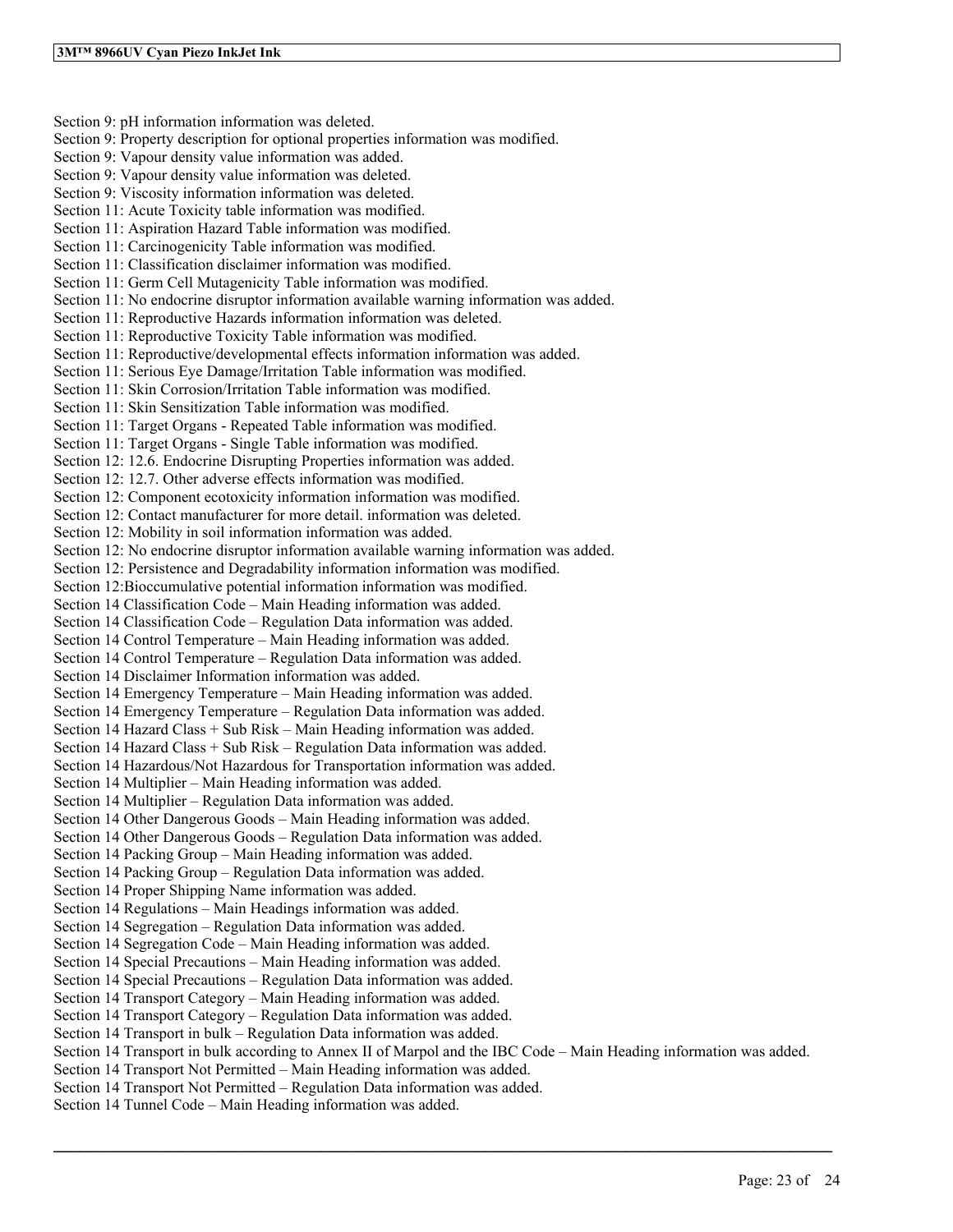Section 9: pH information information was deleted.
Section 9: Property description for optional properties information was modified.
Section 9: Vapour density value information was added.
Section 9: Vapour density value information was deleted.
Section 9: Viscosity information information was deleted.
Section 11: Acute Toxicity table information was modified.
Section 11: Aspiration Hazard Table information was modified.
Section 11: Carcinogenicity Table information was modified.
Section 11: Classification disclaimer information was modified.
Section 11: Germ Cell Mutagenicity Table information was modified.
Section 11: No endocrine disruptor information available warning information was added.
Section 11: Reproductive Hazards information information was deleted.
Section 11: Reproductive Toxicity Table information was modified.
Section 11: Reproductive/developmental effects information information was added.
Section 11: Serious Eye Damage/Irritation Table information was modified.
Section 11: Skin Corrosion/Irritation Table information was modified.
Section 11: Skin Sensitization Table information was modified.
Section 11: Target Organs - Repeated Table information was modified.
Section 11: Target Organs - Single Table information was modified.
Section 12: 12.6. Endocrine Disrupting Properties information was added.
Section 12: 12.7. Other adverse effects information was modified.
Section 12: Component ecotoxicity information information was modified.
Section 12: Contact manufacturer for more detail. information was deleted.
Section 12: Mobility in soil information information was added.
Section 12: No endocrine disruptor information available warning information was added.
Section 12: Persistence and Degradability information information was modified.
Section 12:Bioccumulative potential information information was modified.
Section 14 Classification Code – Main Heading information was added.
Section 14 Classification Code – Regulation Data information was added.
Section 14 Control Temperature – Main Heading information was added.
Section 14 Control Temperature – Regulation Data information was added.
Section 14 Disclaimer Information information was added.
Section 14 Emergency Temperature – Main Heading information was added.
Section 14 Emergency Temperature – Regulation Data information was added.
Section 14 Hazard Class + Sub Risk – Main Heading information was added.
Section 14 Hazard Class + Sub Risk – Regulation Data information was added.
Section 14 Hazardous/Not Hazardous for Transportation information was added.
Section 14 Multiplier – Main Heading information was added.
Section 14 Multiplier – Regulation Data information was added.
Section 14 Other Dangerous Goods – Main Heading information was added.
Section 14 Other Dangerous Goods – Regulation Data information was added.
Section 14 Packing Group – Main Heading information was added.
Section 14 Packing Group – Regulation Data information was added.
Section 14 Proper Shipping Name information was added.
Section 14 Regulations – Main Headings information was added.
Section 14 Segregation – Regulation Data information was added.
Section 14 Segregation Code – Main Heading information was added.
Section 14 Special Precautions – Main Heading information was added.
Section 14 Special Precautions – Regulation Data information was added.
Section 14 Transport Category – Main Heading information was added.
Section 14 Transport Category – Regulation Data information was added.
Section 14 Transport in bulk – Regulation Data information was added.
Section 14 Transport in bulk according to Annex II of Marpol and the IBC Code – Main Heading information was added.
Section 14 Transport Not Permitted – Main Heading information was added.
Section 14 Transport Not Permitted – Regulation Data information was added.
Section 14 Tunnel Code – Main Heading information was added.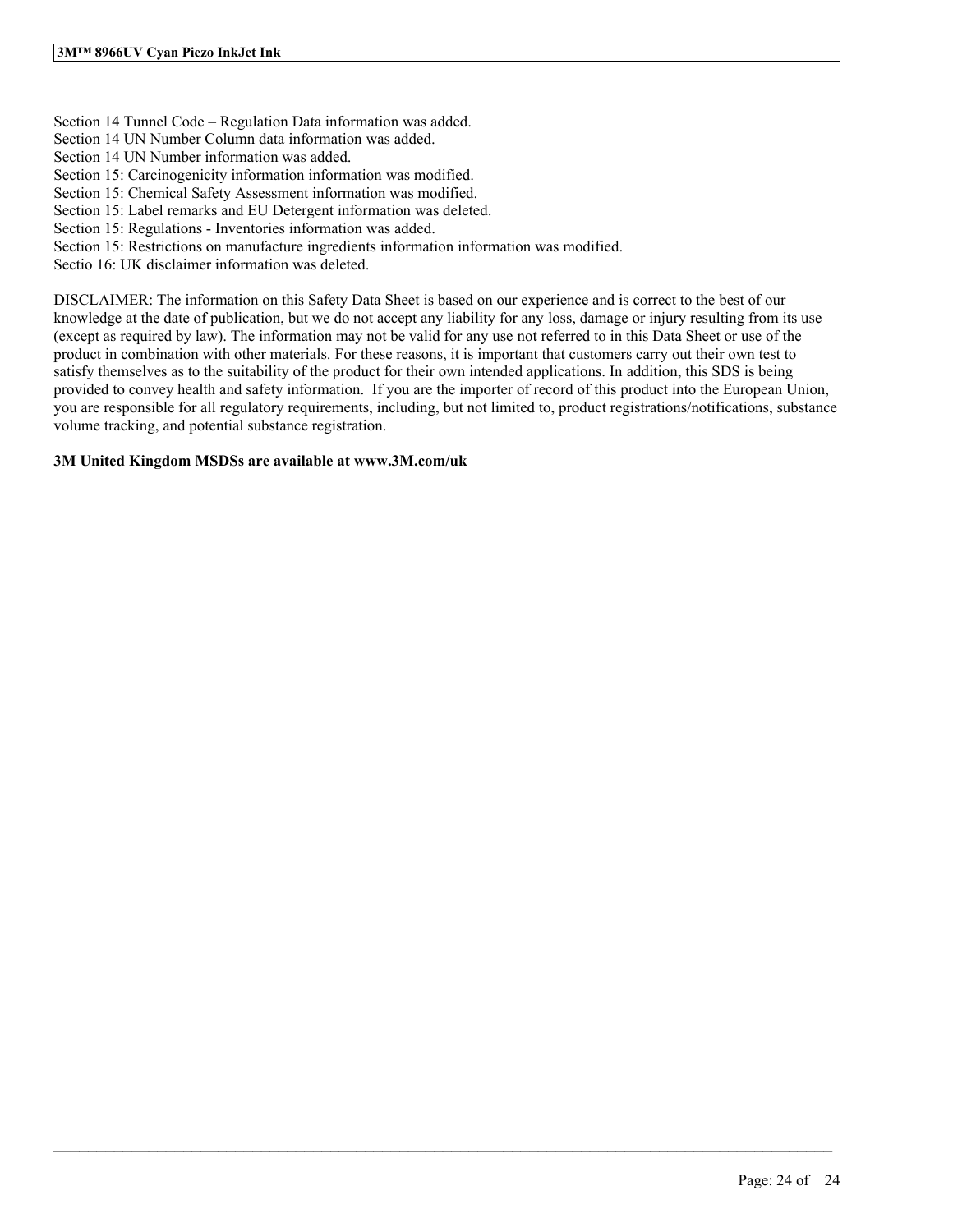Section 14 Tunnel Code – Regulation Data information was added.
Section 14 UN Number Column data information was added.
Section 14 UN Number information was added.
Section 15: Carcinogenicity information information was modified.
Section 15: Chemical Safety Assessment information was modified.
Section 15: Label remarks and EU Detergent information was deleted.
Section 15: Regulations - Inventories information was added.
Section 15: Restrictions on manufacture ingredients information information was modified.
Sectio 16: UK disclaimer information was deleted.

DISCLAIMER: The information on this Safety Data Sheet is based on our experience and is correct to the best of our knowledge at the date of publication, but we do not accept any liability for any loss, damage or injury resulting from its use (except as required by law). The information may not be valid for any use not referred to in this Data Sheet or use of the product in combination with other materials. For these reasons, it is important that customers carry out their own test to satisfy themselves as to the suitability of the product for their own intended applications. In addition, this SDS is being provided to convey health and safety information. If you are the importer of record of this product into the European Union, you are responsible for all regulatory requirements, including, but not limited to, product registrations/notifications, substance volume tracking, and potential substance registration.

**3M United Kingdom MSDSs are available at www.3M.com/uk**